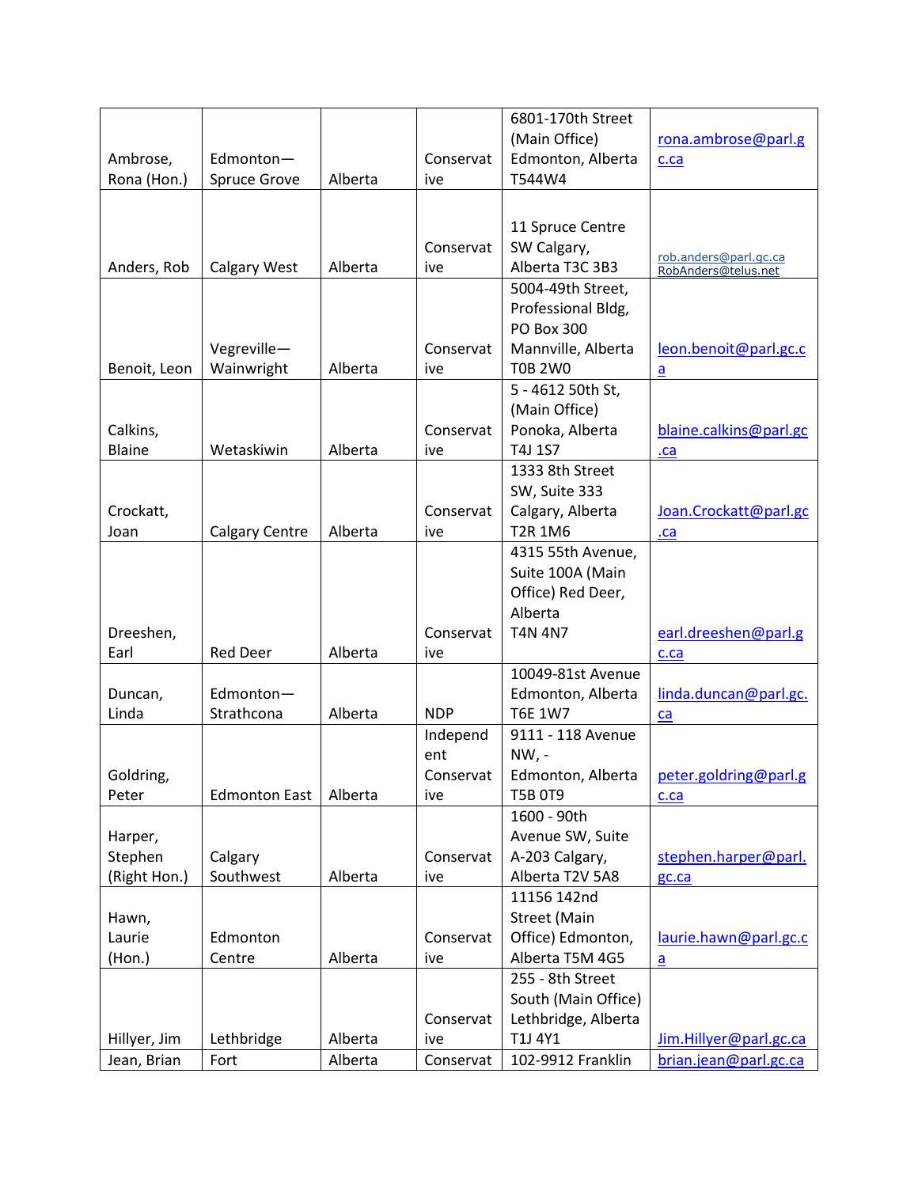| Ambrose, Rona (Hon.) | Edmonton—Spruce Grove | Alberta | Conservative | 6801-170th Street (Main Office) Edmonton, Alberta T544W4 | rona.ambrose@parl.gc.ca |
|---|---|---|---|---|---|
| Anders, Rob | Calgary West | Alberta | Conservative | 11 Spruce Centre SW Calgary, Alberta T3C 3B3 | rob.anders@parl.gc.ca RobAnders@telus.net |
| Benoit, Leon | Vegreville—Wainwright | Alberta | Conservative | 5004-49th Street, Professional Bldg, PO Box 300 Mannville, Alberta T0B 2W0 | leon.benoit@parl.gc.ca |
| Calkins, Blaine | Wetaskiwin | Alberta | Conservative | 5 - 4612 50th St, (Main Office) Ponoka, Alberta T4J 1S7 | blaine.calkins@parl.gc.ca |
| Crockatt, Joan | Calgary Centre | Alberta | Conservative | 1333 8th Street SW, Suite 333 Calgary, Alberta T2R 1M6 | Joan.Crockatt@parl.gc.ca |
| Dreeshen, Earl | Red Deer | Alberta | Conservative | 4315 55th Avenue, Suite 100A (Main Office) Red Deer, Alberta T4N 4N7 | earl.dreeshen@parl.gc.ca |
| Duncan, Linda | Edmonton—Strathcona | Alberta | NDP | 10049-81st Avenue Edmonton, Alberta T6E 1W7 | linda.duncan@parl.gc.ca |
| Goldring, Peter | Edmonton East | Alberta | Independent Conservative | 9111 - 118 Avenue NW, - Edmonton, Alberta T5B 0T9 | peter.goldring@parl.gc.ca |
| Harper, Stephen (Right Hon.) | Calgary Southwest | Alberta | Conservative | 1600 - 90th Avenue SW, Suite A-203 Calgary, Alberta T2V 5A8 | stephen.harper@parl.gc.ca |
| Hawn, Laurie (Hon.) | Edmonton Centre | Alberta | Conservative | 11156 142nd Street (Main Office) Edmonton, Alberta T5M 4G5 | laurie.hawn@parl.gc.ca |
| Hillyer, Jim | Lethbridge | Alberta | Conservative | 255 - 8th Street South (Main Office) Lethbridge, Alberta T1J 4Y1 | Jim.Hillyer@parl.gc.ca |
| Jean, Brian | Fort | Alberta | Conservat | 102-9912 Franklin | brian.jean@parl.gc.ca |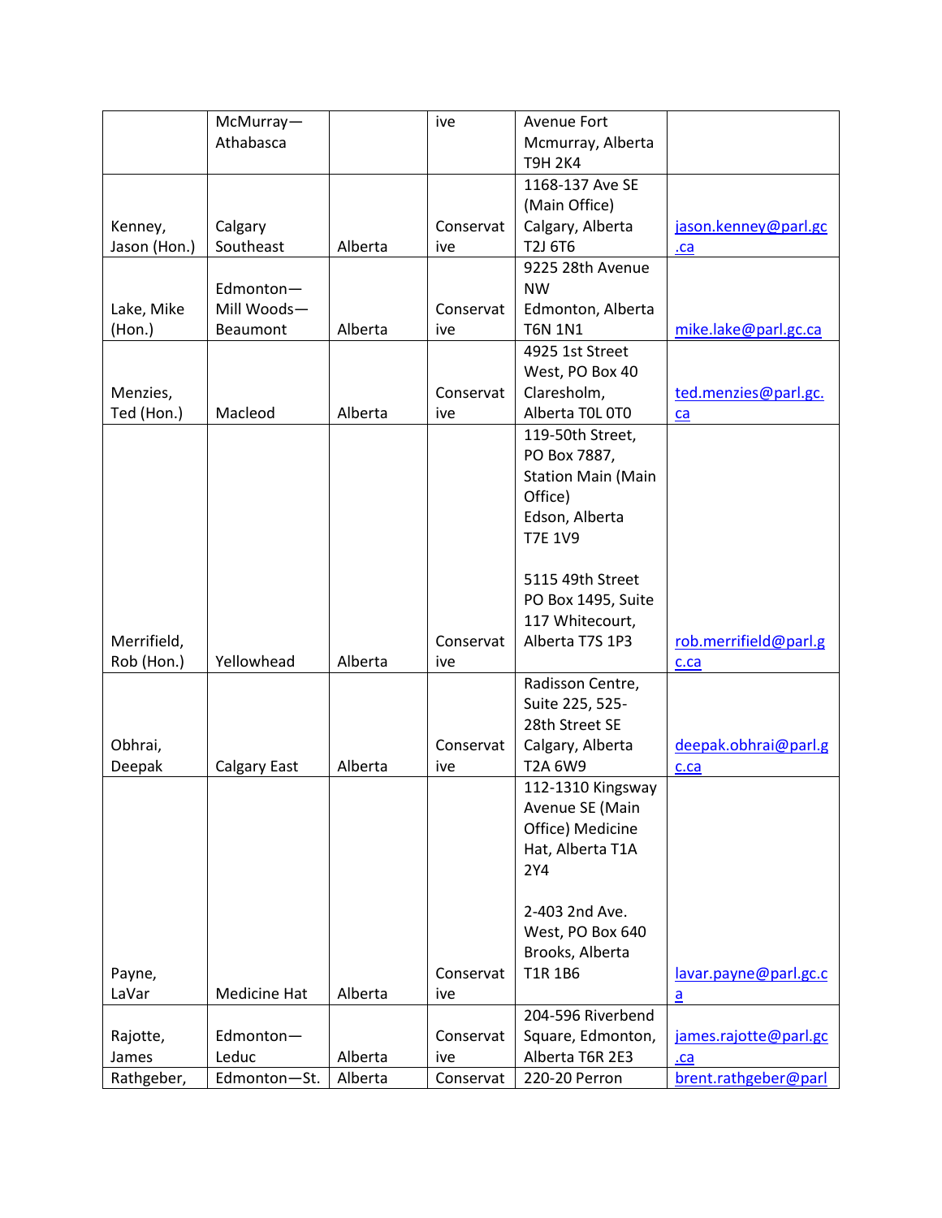| | McMurray—Athabasca | | ive | Avenue Fort Mcmurray, Alberta T9H 2K4 | |
|---|---|---|---|---|---|
| Kenney, Jason (Hon.) | Calgary Southeast | Alberta | Conservative | 1168-137 Ave SE (Main Office) Calgary, Alberta T2J 6T6 | jason.kenney@parl.gc.ca |
| Lake, Mike (Hon.) | Edmonton—Mill Woods—Beaumont | Alberta | Conservative | 9225 28th Avenue NW Edmonton, Alberta T6N 1N1 | mike.lake@parl.gc.ca |
| Menzies, Ted (Hon.) | Macleod | Alberta | Conservative | 4925 1st Street West, PO Box 40 Claresholm, Alberta T0L 0T0 | ted.menzies@parl.gc.ca |
| Merrifield, Rob (Hon.) | Yellowhead | Alberta | Conservative | 119-50th Street, PO Box 7887, Station Main (Main Office) Edson, Alberta T7E 1V9<br><br>5115 49th Street PO Box 1495, Suite 117 Whitecourt, Alberta T7S 1P3 | rob.merrifield@parl.gc.ca |
| Obhrai, Deepak | Calgary East | Alberta | Conservative | Radisson Centre, Suite 225, 525-28th Street SE Calgary, Alberta T2A 6W9 | deepak.obhrai@parl.gc.ca |
| Payne, LaVar | Medicine Hat | Alberta | Conservative | 112-1310 Kingsway Avenue SE (Main Office) Medicine Hat, Alberta T1A 2Y4<br><br>2-403 2nd Ave. West, PO Box 640 Brooks, Alberta T1R 1B6 | lavar.payne@parl.gc.ca |
| Rajotte, James | Edmonton—Leduc | Alberta | Conservative | 204-596 Riverbend Square, Edmonton, Alberta T6R 2E3 | james.rajotte@parl.gc.ca |
| Rathgeber, | Edmonton—St. | Alberta | Conservat | 220-20 Perron | brent.rathgeber@parl |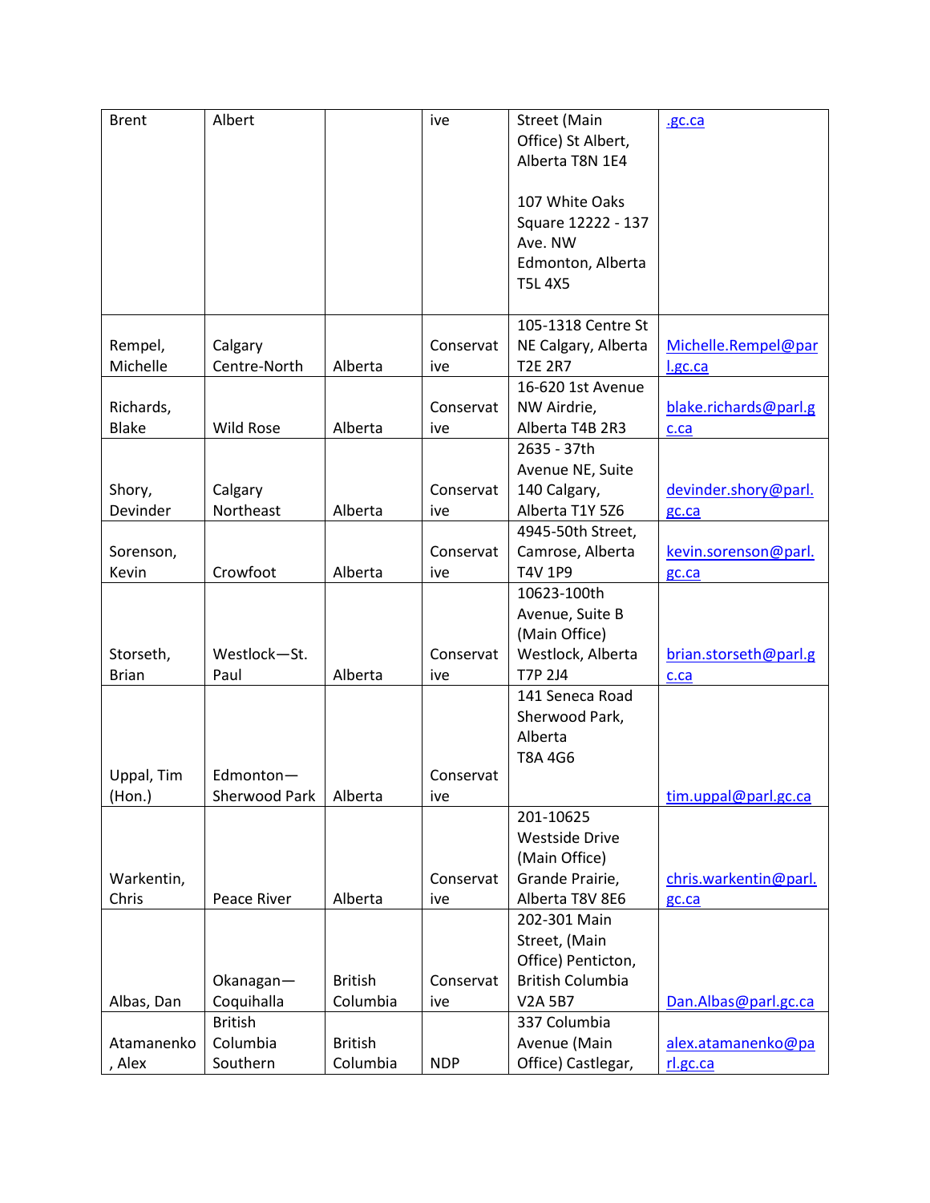| | | | | | |
|---|---|---|---|---|---|
| Brent | Albert | | ive | Street (Main Office) St Albert, Alberta T8N 1E4<br><br>107 White Oaks Square 12222 - 137 Ave. NW Edmonton, Alberta T5L 4X5 | .gc.ca |
| Rempel, Michelle | Calgary Centre-North | Alberta | Conservative | 105-1318 Centre St NE Calgary, Alberta T2E 2R7 | Michelle.Rempel@parl.gc.ca |
| Richards, Blake | Wild Rose | Alberta | Conservative | 16-620 1st Avenue NW Airdrie, Alberta T4B 2R3 | blake.richards@parl.gc.ca |
| Shory, Devinder | Calgary Northeast | Alberta | Conservative | 2635 - 37th Avenue NE, Suite 140 Calgary, Alberta T1Y 5Z6 | devinder.shory@parl.gc.ca |
| Sorenson, Kevin | Crowfoot | Alberta | Conservative | 4945-50th Street, Camrose, Alberta T4V 1P9 | kevin.sorenson@parl.gc.ca |
| Storseth, Brian | Westlock—St. Paul | Alberta | Conservative | 10623-100th Avenue, Suite B (Main Office) Westlock, Alberta T7P 2J4 | brian.storseth@parl.gc.ca |
| Uppal, Tim (Hon.) | Edmonton—Sherwood Park | Alberta | Conservative | 141 Seneca Road Sherwood Park, Alberta T8A 4G6 | tim.uppal@parl.gc.ca |
| Warkentin, Chris | Peace River | Alberta | Conservative | 201-10625 Westside Drive (Main Office) Grande Prairie, Alberta T8V 8E6 | chris.warkentin@parl.gc.ca |
| Albas, Dan | Okanagan—Coquihalla | British Columbia | Conservative | 202-301 Main Street, (Main Office) Penticton, British Columbia V2A 5B7 | Dan.Albas@parl.gc.ca |
| Atamanenko, Alex | British Columbia Southern | British Columbia | NDP | 337 Columbia Avenue (Main Office) Castlegar, | alex.atamanenko@parl.gc.ca |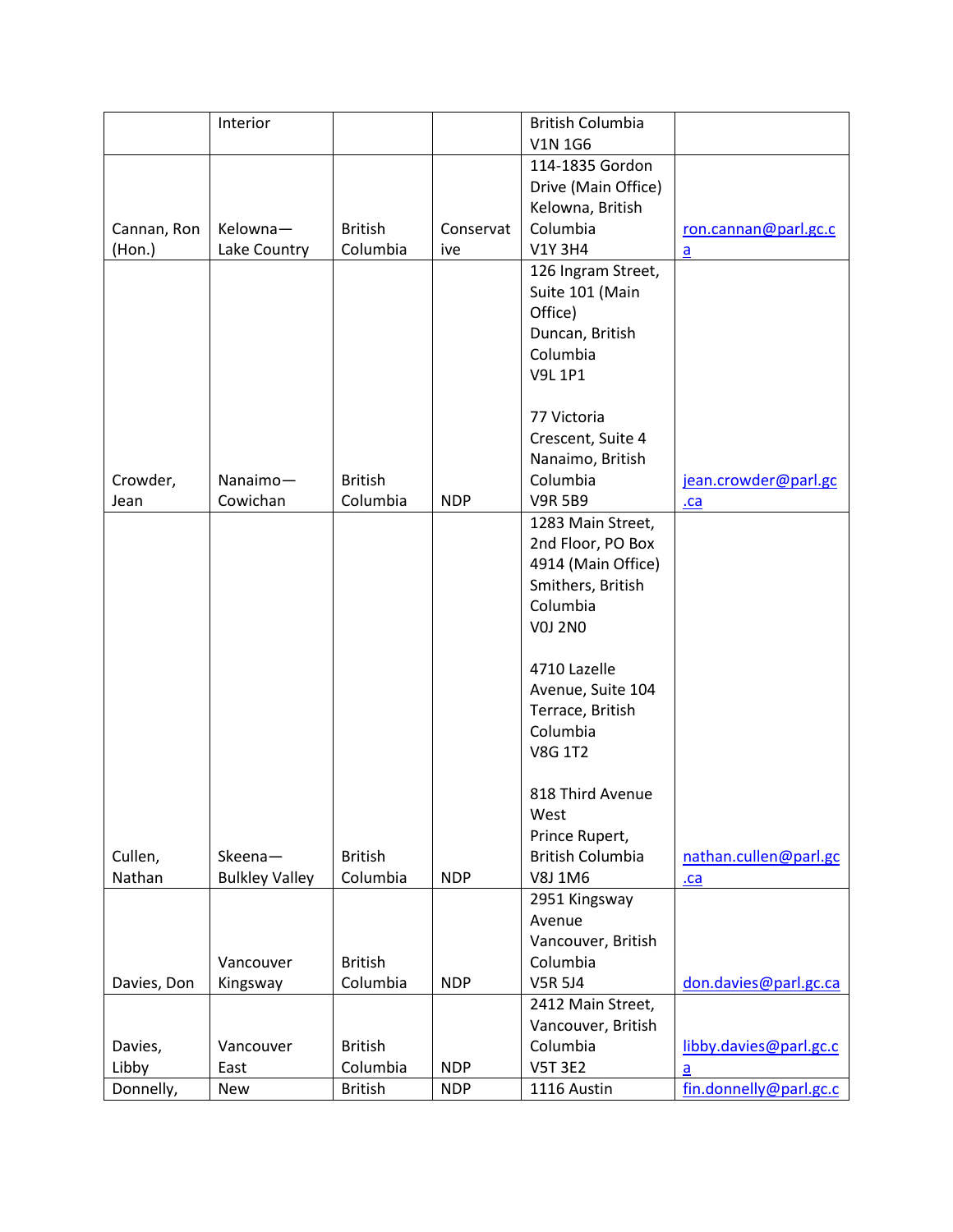| | Interior | | | British Columbia V1N 1G6 | |
|---|---|---|---|---|---|
| Cannan, Ron (Hon.) | Kelowna—Lake Country | British Columbia | Conservative | 114-1835 Gordon Drive (Main Office) Kelowna, British Columbia V1Y 3H4 | ron.cannan@parl.gc.ca |
| Crowder, Jean | Nanaimo—Cowichan | British Columbia | NDP | 126 Ingram Street, Suite 101 (Main Office) Duncan, British Columbia V9L 1P1<br><br>77 Victoria Crescent, Suite 4 Nanaimo, British Columbia V9R 5B9 | jean.crowder@parl.gc.ca |
| Cullen, Nathan | Skeena—Bulkley Valley | British Columbia | NDP | 1283 Main Street, 2nd Floor, PO Box 4914 (Main Office) Smithers, British Columbia V0J 2N0<br><br>4710 Lazelle Avenue, Suite 104 Terrace, British Columbia V8G 1T2<br><br>818 Third Avenue West Prince Rupert, British Columbia V8J 1M6 | nathan.cullen@parl.gc.ca |
| Davies, Don | Vancouver Kingsway | British Columbia | NDP | 2951 Kingsway Avenue Vancouver, British Columbia V5R 5J4 | don.davies@parl.gc.ca |
| Davies, Libby | Vancouver East | British Columbia | NDP | 2412 Main Street, Vancouver, British Columbia V5T 3E2 | libby.davies@parl.gc.ca |
| Donnelly, | New | British | NDP | 1116 Austin | fin.donnelly@parl.gc.c |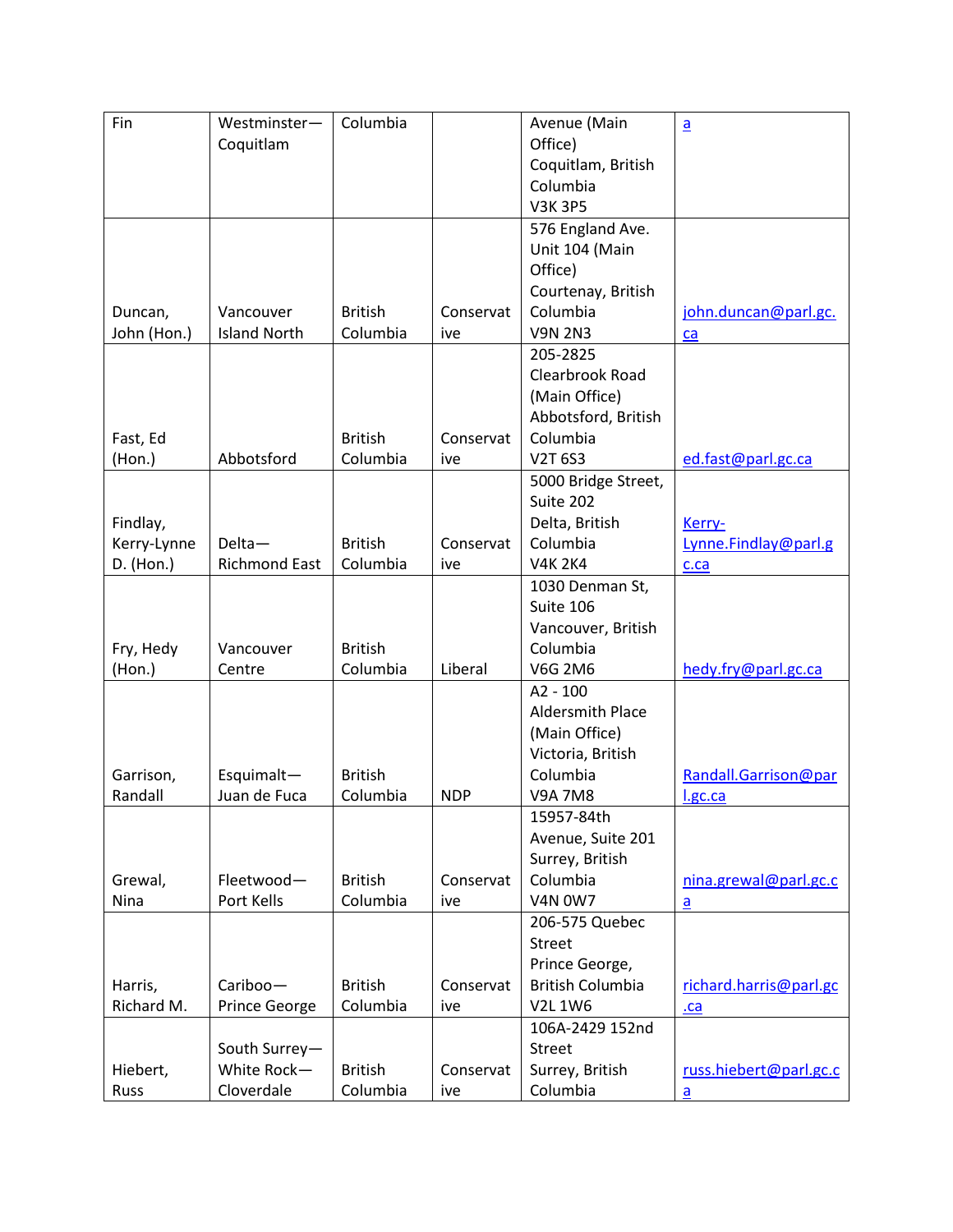| Fin | Westminster—Coquitlam | Columbia | | Avenue (Main Office) Coquitlam, British Columbia V3K 3P5 | a |
|---|---|---|---|---|---|
| Duncan, John (Hon.) | Vancouver Island North | British Columbia | Conservative | 576 England Ave. Unit 104 (Main Office) Courtenay, British Columbia V9N 2N3 | john.duncan@parl.gc.ca |
| Fast, Ed (Hon.) | Abbotsford | British Columbia | Conservative | 205-2825 Clearbrook Road (Main Office) Abbotsford, British Columbia V2T 6S3 | ed.fast@parl.gc.ca |
| Findlay, Kerry-Lynne D. (Hon.) | Delta—Richmond East | British Columbia | Conservative | 5000 Bridge Street, Suite 202 Delta, British Columbia V4K 2K4 | Kerry-Lynne.Findlay@parl.gc.ca |
| Fry, Hedy (Hon.) | Vancouver Centre | British Columbia | Liberal | 1030 Denman St, Suite 106 Vancouver, British Columbia V6G 2M6 | hedy.fry@parl.gc.ca |
| Garrison, Randall | Esquimalt—Juan de Fuca | British Columbia | NDP | A2 - 100 Aldersmith Place (Main Office) Victoria, British Columbia V9A 7M8 | Randall.Garrison@parl.gc.ca |
| Grewal, Nina | Fleetwood—Port Kells | British Columbia | Conservative | 15957-84th Avenue, Suite 201 Surrey, British Columbia V4N 0W7 | nina.grewal@parl.gc.ca |
| Harris, Richard M. | Cariboo—Prince George | British Columbia | Conservative | 206-575 Quebec Street Prince George, British Columbia V2L 1W6 | richard.harris@parl.gc.ca |
| Hiebert, Russ | South Surrey—White Rock—Cloverdale | British Columbia | Conservative | 106A-2429 152nd Street Surrey, British Columbia | russ.hiebert@parl.gc.ca |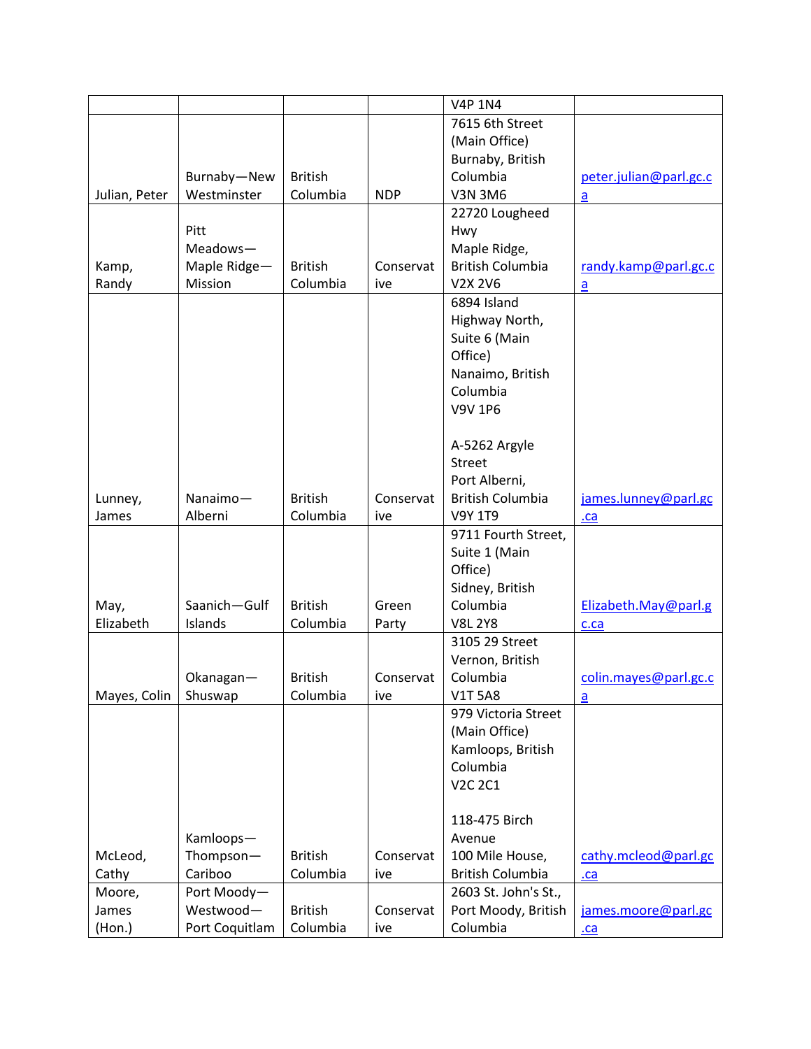|  |  |  |  | V4P 1N4 |  |
|---|---|---|---|---|---|
| Julian, Peter | Burnaby—New Westminster | British Columbia | NDP | 7615 6th Street (Main Office) Burnaby, British Columbia V3N 3M6 | peter.julian@parl.gc.ca |
| Kamp, Randy | Pitt Meadows—Maple Ridge—Mission | British Columbia | Conservative | 22720 Lougheed Hwy Maple Ridge, British Columbia V2X 2V6 | randy.kamp@parl.gc.ca |
| Lunney, James | Nanaimo—Alberni | British Columbia | Conservative | 6894 Island Highway North, Suite 6 (Main Office) Nanaimo, British Columbia V9V 1P6<br><br>A-5262 Argyle Street Port Alberni, British Columbia V9Y 1T9 | james.lunney@parl.gc.ca |
| May, Elizabeth | Saanich—Gulf Islands | British Columbia | Green Party | 9711 Fourth Street, Suite 1 (Main Office) Sidney, British Columbia V8L 2Y8 | Elizabeth.May@parl.gc.ca |
| Mayes, Colin | Okanagan—Shuswap | British Columbia | Conservative | 3105 29 Street Vernon, British Columbia V1T 5A8 | colin.mayes@parl.gc.ca |
| McLeod, Cathy | Kamloops—Thompson—Cariboo | British Columbia | Conservative | 979 Victoria Street (Main Office) Kamloops, British Columbia V2C 2C1<br><br>118-475 Birch Avenue 100 Mile House, British Columbia | cathy.mcleod@parl.gc.ca |
| Moore, James (Hon.) | Port Moody—Westwood—Port Coquitlam | British Columbia | Conservative | 2603 St. John's St., Port Moody, British Columbia | james.moore@parl.gc.ca |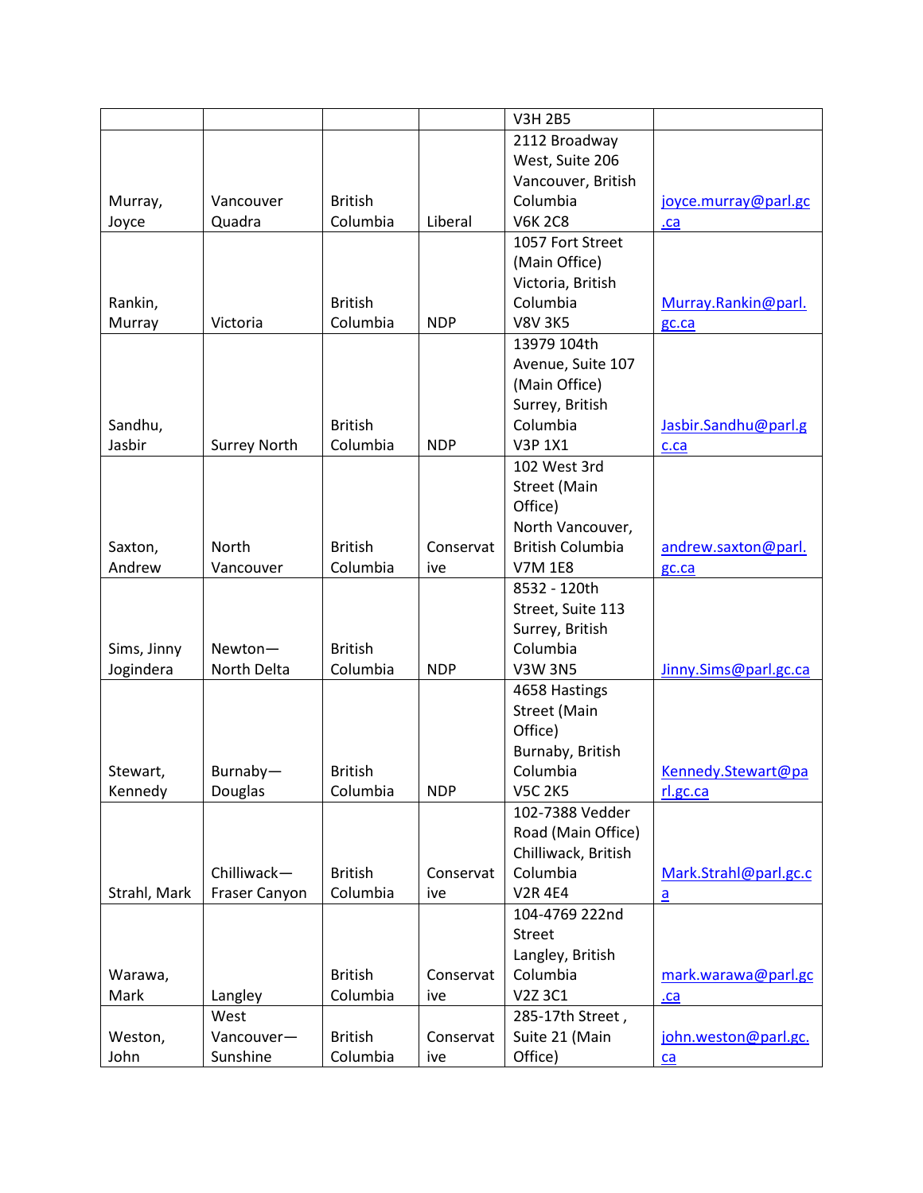| | | | | V3H 2B5 | |
|---|---|---|---|---|---|
| Murray, Joyce | Vancouver Quadra | British Columbia | Liberal | 2112 Broadway West, Suite 206 Vancouver, British Columbia V6K 2C8 | joyce.murray@parl.gc.ca |
| Rankin, Murray | Victoria | British Columbia | NDP | 1057 Fort Street (Main Office) Victoria, British Columbia V8V 3K5 | Murray.Rankin@parl.gc.ca |
| Sandhu, Jasbir | Surrey North | British Columbia | NDP | 13979 104th Avenue, Suite 107 (Main Office) Surrey, British Columbia V3P 1X1 | Jasbir.Sandhu@parl.gc.ca |
| Saxton, Andrew | North Vancouver | British Columbia | Conservative | 102 West 3rd Street (Main Office) North Vancouver, British Columbia V7M 1E8 | andrew.saxton@parl.gc.ca |
| Sims, Jinny Jogindera | Newton—North Delta | British Columbia | NDP | 8532 - 120th Street, Suite 113 Surrey, British Columbia V3W 3N5 | Jinny.Sims@parl.gc.ca |
| Stewart, Kennedy | Burnaby—Douglas | British Columbia | NDP | 4658 Hastings Street (Main Office) Burnaby, British Columbia V5C 2K5 | Kennedy.Stewart@parl.gc.ca |
| Strahl, Mark | Chilliwack—Fraser Canyon | British Columbia | Conservative | 102-7388 Vedder Road (Main Office) Chilliwack, British Columbia V2R 4E4 | Mark.Strahl@parl.gc.ca |
| Warawa, Mark | Langley | British Columbia | Conservative | 104-4769 222nd Street Langley, British Columbia V2Z 3C1 | mark.warawa@parl.gc.ca |
| Weston, John | West Vancouver—Sunshine | British Columbia | Conservative | 285-17th Street , Suite 21 (Main Office) | john.weston@parl.gc.ca |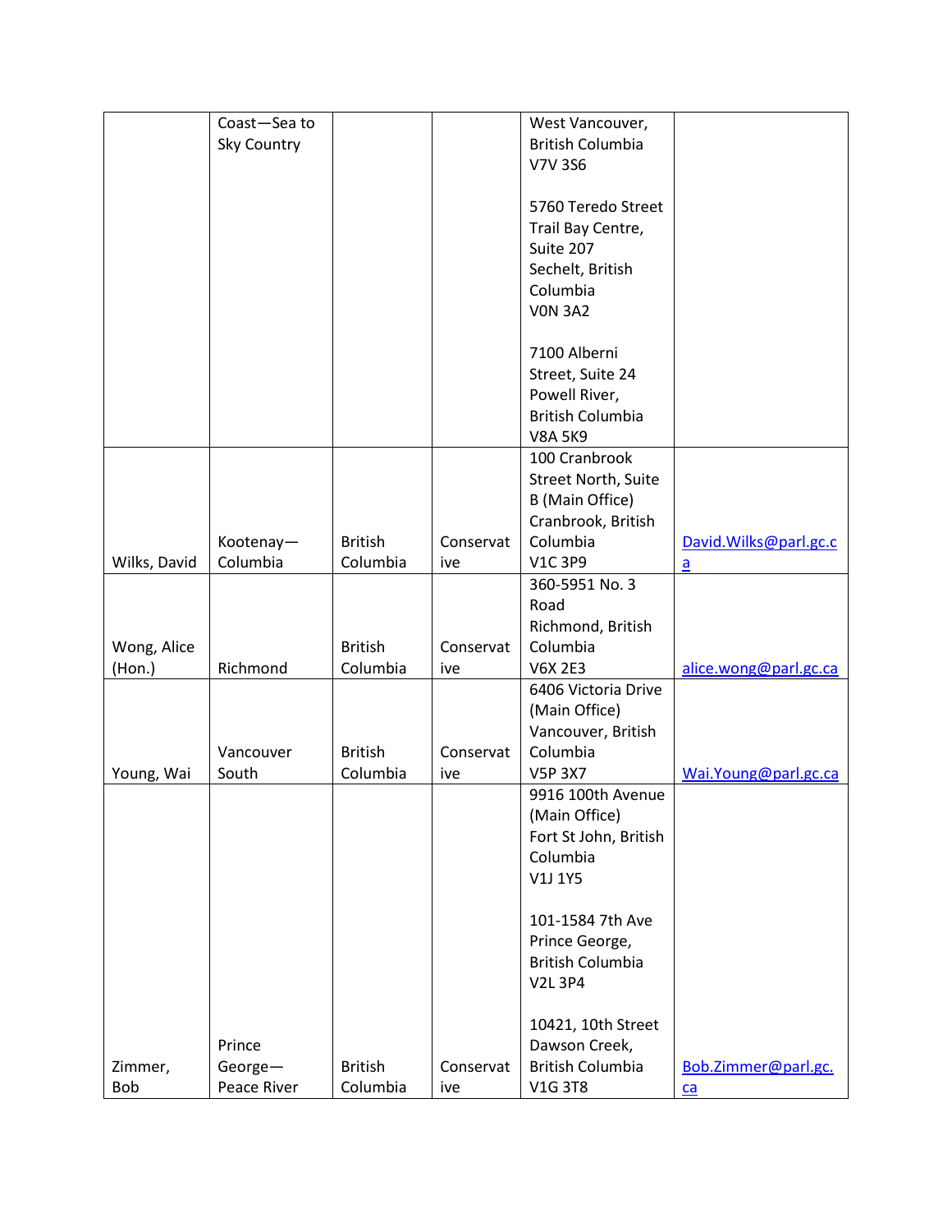|  |  |  |  |  |  |
|---|---|---|---|---|---|
|  | Coast—Sea to Sky Country |  |  | West Vancouver, British Columbia V7V 3S6<br><br>5760 Teredo Street Trail Bay Centre, Suite 207 Sechelt, British Columbia V0N 3A2<br><br>7100 Alberni Street, Suite 24 Powell River, British Columbia V8A 5K9 |  |
| Wilks, David | Kootenay—Columbia | British Columbia | Conservative | 100 Cranbrook Street North, Suite B (Main Office) Cranbrook, British Columbia V1C 3P9 | David.Wilks@parl.gc.ca |
| Wong, Alice (Hon.) | Richmond | British Columbia | Conservative | 360-5951 No. 3 Road Richmond, British Columbia V6X 2E3 | alice.wong@parl.gc.ca |
| Young, Wai | Vancouver South | British Columbia | Conservative | 6406 Victoria Drive (Main Office) Vancouver, British Columbia V5P 3X7 | Wai.Young@parl.gc.ca |
| Zimmer, Bob | Prince George—Peace River | British Columbia | Conservative | 9916 100th Avenue (Main Office) Fort St John, British Columbia V1J 1Y5<br><br>101-1584 7th Ave Prince George, British Columbia V2L 3P4<br><br>10421, 10th Street Dawson Creek, British Columbia V1G 3T8 | Bob.Zimmer@parl.gc.ca |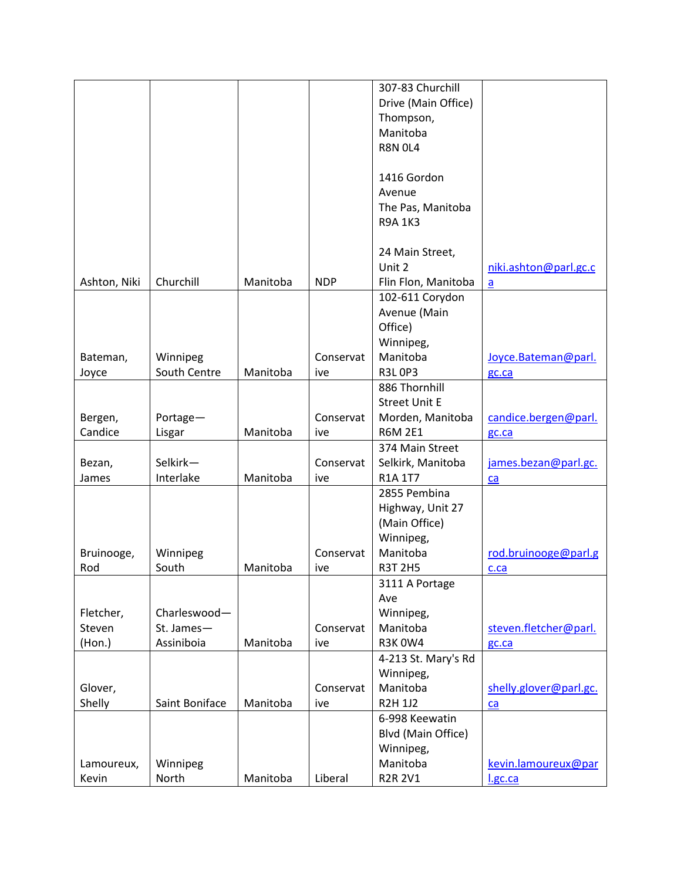| | | | | | |
|---|---|---|---|---|---|
| Ashton, Niki | Churchill | Manitoba | NDP | 307-83 Churchill Drive (Main Office) Thompson, Manitoba R8N 0L4<br><br>1416 Gordon Avenue The Pas, Manitoba R9A 1K3<br><br>24 Main Street, Unit 2 Flin Flon, Manitoba | niki.ashton@parl.gc.ca |
| Bateman, Joyce | Winnipeg South Centre | Manitoba | Conservative | 102-611 Corydon Avenue (Main Office) Winnipeg, Manitoba R3L 0P3 | Joyce.Bateman@parl.gc.ca |
| Bergen, Candice | Portage—Lisgar | Manitoba | Conservative | 886 Thornhill Street Unit E Morden, Manitoba R6M 2E1 | candice.bergen@parl.gc.ca |
| Bezan, James | Selkirk—Interlake | Manitoba | Conservative | 374 Main Street Selkirk, Manitoba R1A 1T7 | james.bezan@parl.gc.ca |
| Bruinooge, Rod | Winnipeg South | Manitoba | Conservative | 2855 Pembina Highway, Unit 27 (Main Office) Winnipeg, Manitoba R3T 2H5 | rod.bruinooge@parl.gc.ca |
| Fletcher, Steven (Hon.) | Charleswood—St. James—Assiniboia | Manitoba | Conservative | 3111 A Portage Ave Winnipeg, Manitoba R3K 0W4 | steven.fletcher@parl.gc.ca |
| Glover, Shelly | Saint Boniface | Manitoba | Conservative | 4-213 St. Mary's Rd Winnipeg, Manitoba R2H 1J2 | shelly.glover@parl.gc.ca |
| Lamoureux, Kevin | Winnipeg North | Manitoba | Liberal | 6-998 Keewatin Blvd (Main Office) Winnipeg, Manitoba R2R 2V1 | kevin.lamoureux@parl.gc.ca |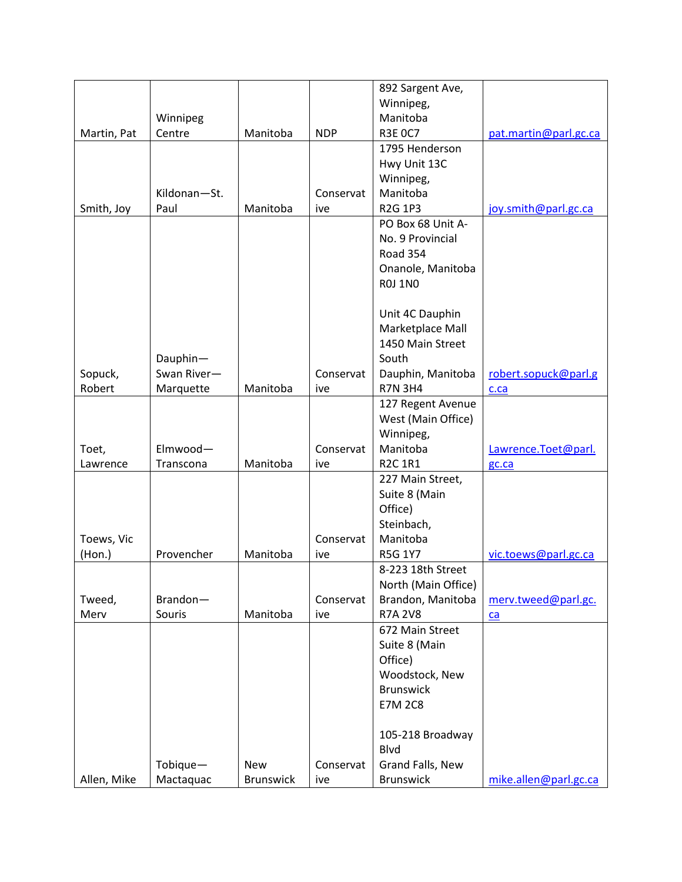| | | | | | |
|---|---|---|---|---|---|
| Martin, Pat | Winnipeg Centre | Manitoba | NDP | 892 Sargent Ave, Winnipeg, Manitoba R3E 0C7 | pat.martin@parl.gc.ca |
| Smith, Joy | Kildonan—St. Paul | Manitoba | Conservative | 1795 Henderson Hwy Unit 13C Winnipeg, Manitoba R2G 1P3 | joy.smith@parl.gc.ca |
| Sopuck, Robert | Dauphin—Swan River—Marquette | Manitoba | Conservative | PO Box 68 Unit A-No. 9 Provincial Road 354 Onanole, Manitoba R0J 1N0<br><br>Unit 4C Dauphin Marketplace Mall 1450 Main Street South Dauphin, Manitoba R7N 3H4 | robert.sopuck@parl.gc.ca |
| Toet, Lawrence | Elmwood—Transcona | Manitoba | Conservative | 127 Regent Avenue West (Main Office) Winnipeg, Manitoba R2C 1R1 | Lawrence.Toet@parl.gc.ca |
| Toews, Vic (Hon.) | Provencher | Manitoba | Conservative | 227 Main Street, Suite 8 (Main Office) Steinbach, Manitoba R5G 1Y7 | vic.toews@parl.gc.ca |
| Tweed, Merv | Brandon—Souris | Manitoba | Conservative | 8-223 18th Street North (Main Office) Brandon, Manitoba R7A 2V8 | merv.tweed@parl.gc.ca |
| Allen, Mike | Tobique—Mactaquac | New Brunswick | Conservative | 672 Main Street Suite 8 (Main Office) Woodstock, New Brunswick E7M 2C8<br><br>105-218 Broadway Blvd Grand Falls, New Brunswick | mike.allen@parl.gc.ca |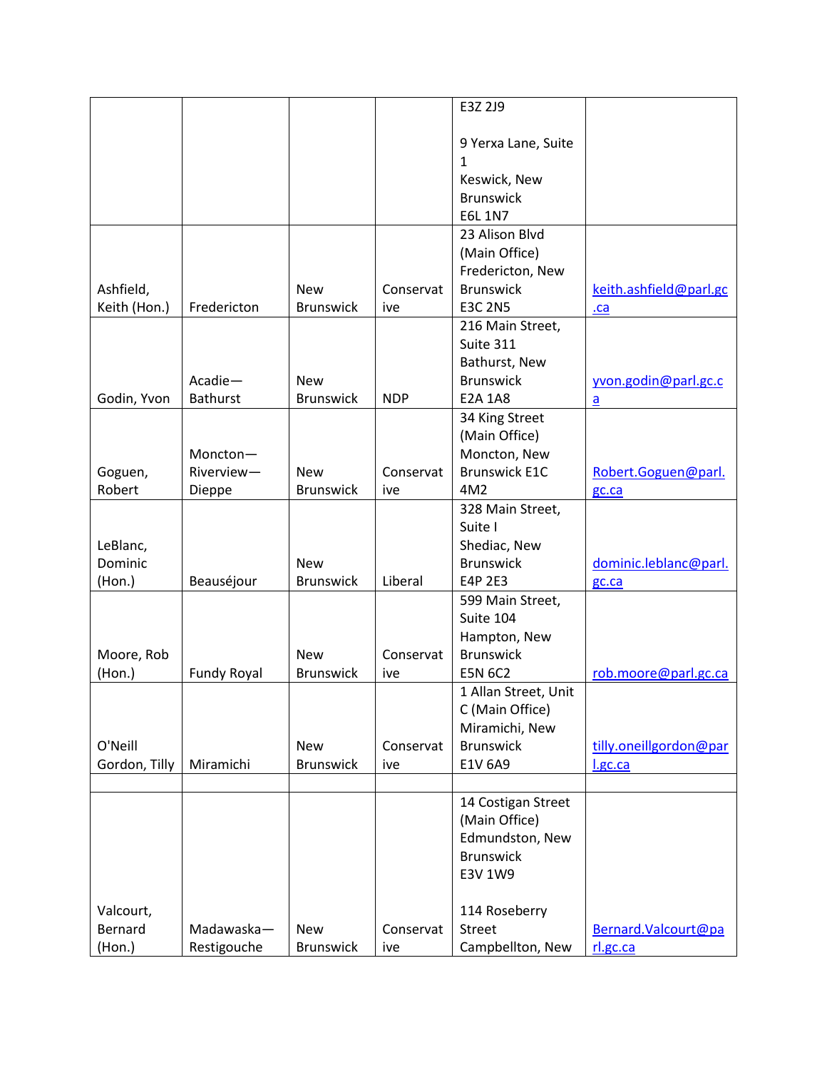|  |  |  |  |  |  |
|---|---|---|---|---|---|
|  |  |  |  | E3Z 2J9<br><br>9 Yerxa Lane, Suite 1<br>Keswick, New Brunswick<br>E6L 1N7 |  |
| Ashfield, Keith (Hon.) | Fredericton | New Brunswick | Conservative | 23 Alison Blvd (Main Office)<br>Fredericton, New Brunswick<br>E3C 2N5 | keith.ashfield@parl.gc.ca |
| Godin, Yvon | Acadie—Bathurst | New Brunswick | NDP | 216 Main Street, Suite 311<br>Bathurst, New Brunswick<br>E2A 1A8 | yvon.godin@parl.gc.ca |
| Goguen, Robert | Moncton—Riverview—Dieppe | New Brunswick | Conservative | 34 King Street (Main Office)<br>Moncton, New Brunswick E1C 4M2 | Robert.Goguen@parl.gc.ca |
| LeBlanc, Dominic (Hon.) | Beauséjour | New Brunswick | Liberal | 328 Main Street, Suite I<br>Shediac, New Brunswick<br>E4P 2E3 | dominic.leblanc@parl.gc.ca |
| Moore, Rob (Hon.) | Fundy Royal | New Brunswick | Conservative | 599 Main Street, Suite 104<br>Hampton, New Brunswick<br>E5N 6C2 | rob.moore@parl.gc.ca |
| O'Neill Gordon, Tilly | Miramichi | New Brunswick | Conservative | 1 Allan Street, Unit C (Main Office)<br>Miramichi, New Brunswick<br>E1V 6A9 | tilly.oneillgordon@parl.gc.ca |
|  |  |  |  |  |  |
| Valcourt, Bernard (Hon.) | Madawaska—Restigouche | New Brunswick | Conservative | 14 Costigan Street (Main Office)<br>Edmundston, New Brunswick<br>E3V 1W9<br><br>114 Roseberry Street<br>Campbellton, New | Bernard.Valcourt@parl.gc.ca |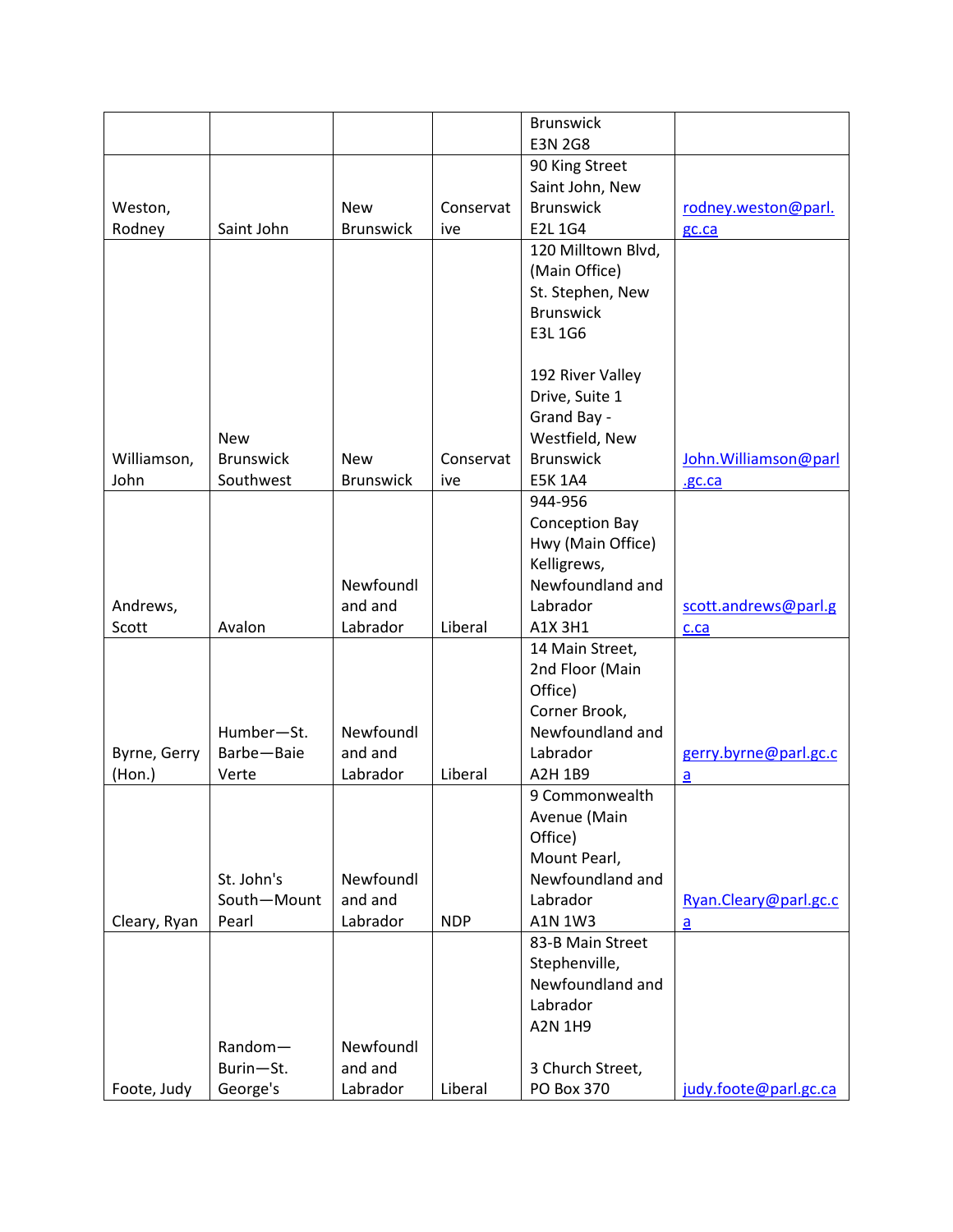| | | | | Brunswick<br>E3N 2G8 | |
|---|---|---|---|---|---|
| Weston, Rodney | Saint John | New Brunswick | Conservative | 90 King Street<br>Saint John, New Brunswick<br>E2L 1G4 | rodney.weston@parl.gc.ca |
| Williamson, John | New Brunswick Southwest | New Brunswick | Conservative | 120 Milltown Blvd, (Main Office)<br>St. Stephen, New Brunswick<br>E3L 1G6<br><br>192 River Valley Drive, Suite 1<br>Grand Bay - Westfield, New Brunswick<br>E5K 1A4 | John.Williamson@parl.gc.ca |
| Andrews, Scott | Avalon | Newfoundland and Labrador | Liberal | 944-956 Conception Bay Hwy (Main Office)<br>Kelligrews, Newfoundland and Labrador<br>A1X 3H1 | scott.andrews@parl.gc.ca |
| Byrne, Gerry (Hon.) | Humber—St. Barbe—Baie Verte | Newfoundland and Labrador | Liberal | 14 Main Street, 2nd Floor (Main Office)<br>Corner Brook, Newfoundland and Labrador<br>A2H 1B9 | gerry.byrne@parl.gc.ca |
| Cleary, Ryan | St. John's South—Mount Pearl | Newfoundland and Labrador | NDP | 9 Commonwealth Avenue (Main Office)<br>Mount Pearl, Newfoundland and Labrador<br>A1N 1W3 | Ryan.Cleary@parl.gc.ca |
| Foote, Judy | Random—Burin—St. George's | Newfoundland and Labrador | Liberal | 83-B Main Street<br>Stephenville, Newfoundland and Labrador<br>A2N 1H9<br><br>3 Church Street, PO Box 370 | judy.foote@parl.gc.ca |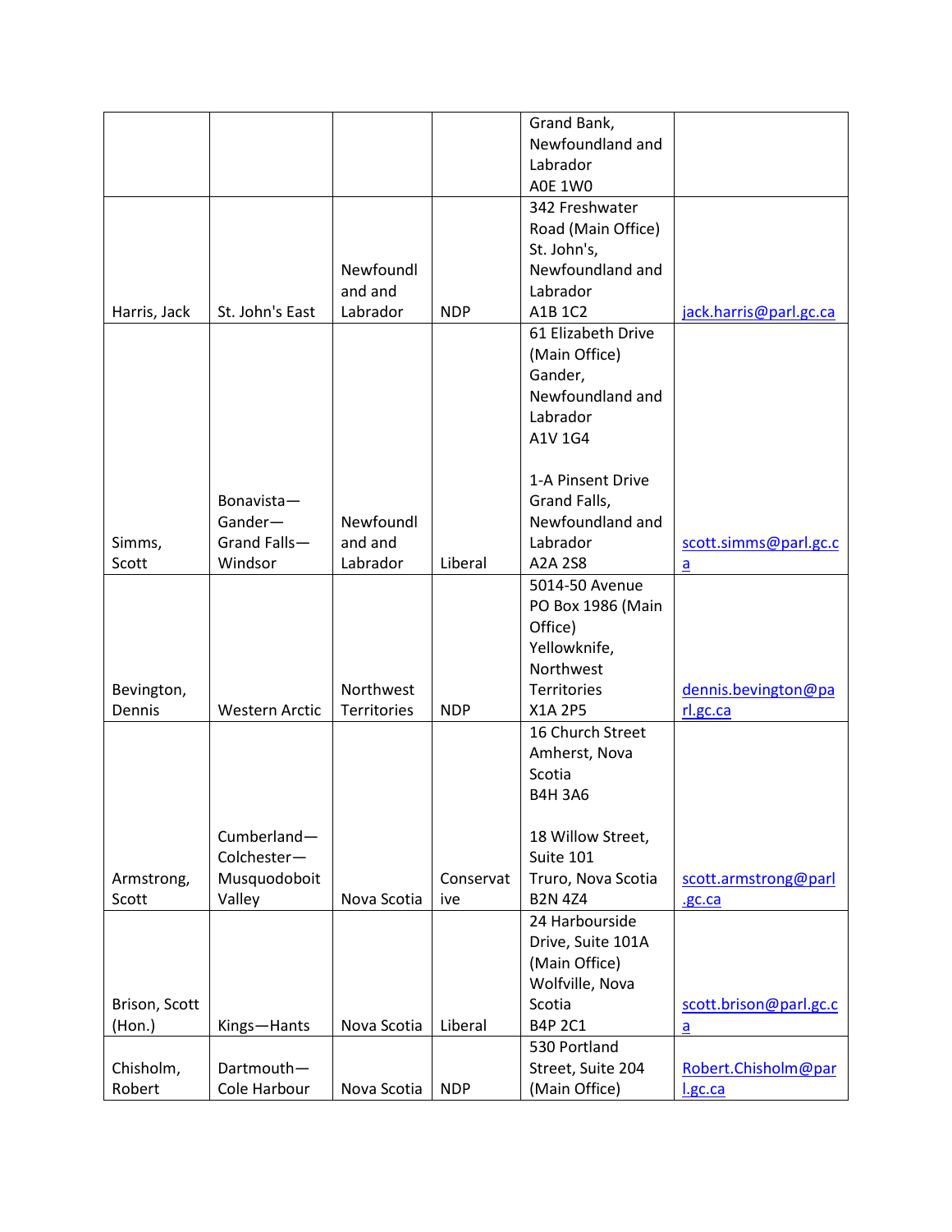| | | | | | |
|---|---|---|---|---|---|
| | | | | Grand Bank, Newfoundland and Labrador A0E 1W0 | |
| Harris, Jack | St. John's East | Newfoundland and Labrador | NDP | 342 Freshwater Road (Main Office) St. John's, Newfoundland and Labrador A1B 1C2 | jack.harris@parl.gc.ca |
| Simms, Scott | Bonavista—Gander—Grand Falls—Windsor | Newfoundland and Labrador | Liberal | 61 Elizabeth Drive (Main Office) Gander, Newfoundland and Labrador A1V 1G4<br><br>1-A Pinsent Drive Grand Falls, Newfoundland and Labrador A2A 2S8 | scott.simms@parl.gc.ca |
| Bevington, Dennis | Western Arctic | Northwest Territories | NDP | 5014-50 Avenue PO Box 1986 (Main Office) Yellowknife, Northwest Territories X1A 2P5 | dennis.bevington@parl.gc.ca |
| Armstrong, Scott | Cumberland—Colchester—Musquodoboit Valley | Nova Scotia | Conservative | 16 Church Street Amherst, Nova Scotia B4H 3A6<br><br>18 Willow Street, Suite 101 Truro, Nova Scotia B2N 4Z4 | scott.armstrong@parl.gc.ca |
| Brison, Scott (Hon.) | Kings—Hants | Nova Scotia | Liberal | 24 Harbourside Drive, Suite 101A (Main Office) Wolfville, Nova Scotia B4P 2C1 | scott.brison@parl.gc.ca |
| Chisholm, Robert | Dartmouth—Cole Harbour | Nova Scotia | NDP | 530 Portland Street, Suite 204 (Main Office) | Robert.Chisholm@parl.gc.ca |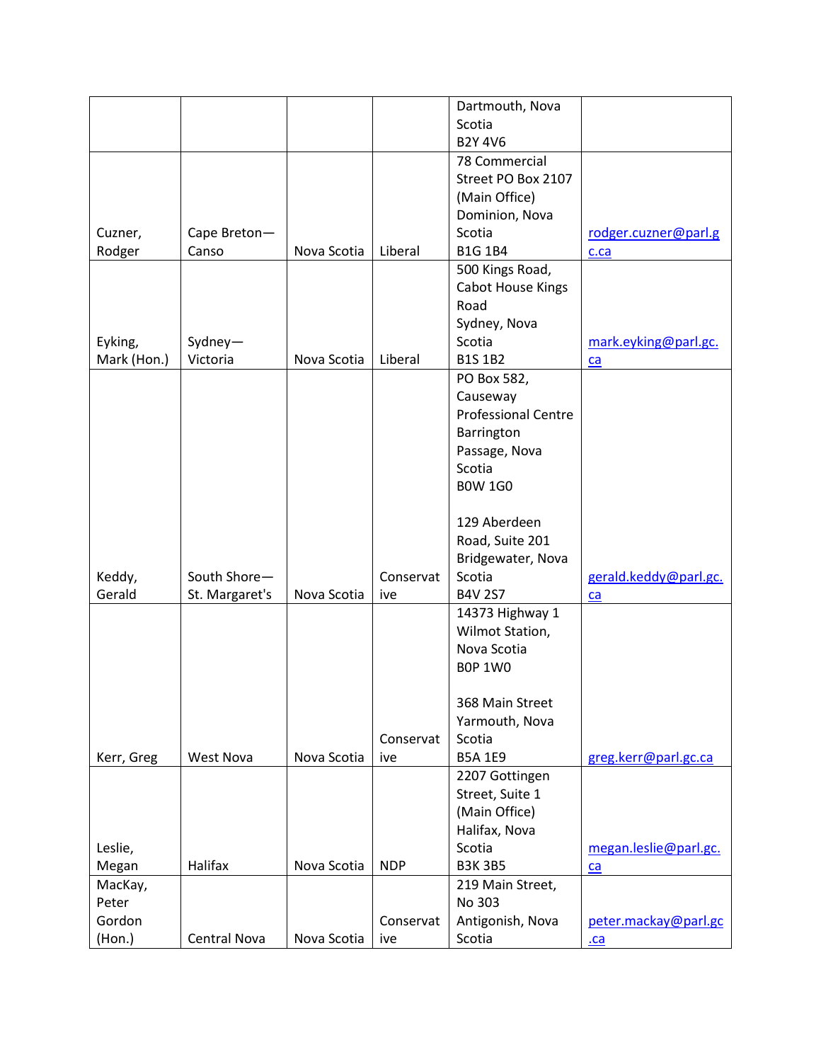| | | | | Dartmouth, Nova Scotia<br>B2Y 4V6 | |
|---|---|---|---|---|---|
| Cuzner, Rodger | Cape Breton—Canso | Nova Scotia | Liberal | 78 Commercial Street PO Box 2107 (Main Office)<br>Dominion, Nova Scotia<br>B1G 1B4 | rodger.cuzner@parl.gc.ca |
| Eyking, Mark (Hon.) | Sydney—Victoria | Nova Scotia | Liberal | 500 Kings Road, Cabot House Kings Road<br>Sydney, Nova Scotia<br>B1S 1B2 | mark.eyking@parl.gc.ca |
| Keddy, Gerald | South Shore—St. Margaret's | Nova Scotia | Conservative | PO Box 582, Causeway Professional Centre<br>Barrington Passage, Nova Scotia<br>B0W 1G0<br><br>129 Aberdeen Road, Suite 201<br>Bridgewater, Nova Scotia<br>B4V 2S7 | gerald.keddy@parl.gc.ca |
| Kerr, Greg | West Nova | Nova Scotia | Conservative | 14373 Highway 1<br>Wilmot Station, Nova Scotia<br>B0P 1W0<br><br>368 Main Street<br>Yarmouth, Nova Scotia<br>B5A 1E9 | greg.kerr@parl.gc.ca |
| Leslie, Megan | Halifax | Nova Scotia | NDP | 2207 Gottingen Street, Suite 1 (Main Office)<br>Halifax, Nova Scotia<br>B3K 3B5 | megan.leslie@parl.gc.ca |
| MacKay, Peter Gordon (Hon.) | Central Nova | Nova Scotia | Conservative | 219 Main Street, No 303<br>Antigonish, Nova Scotia | peter.mackay@parl.gc.ca |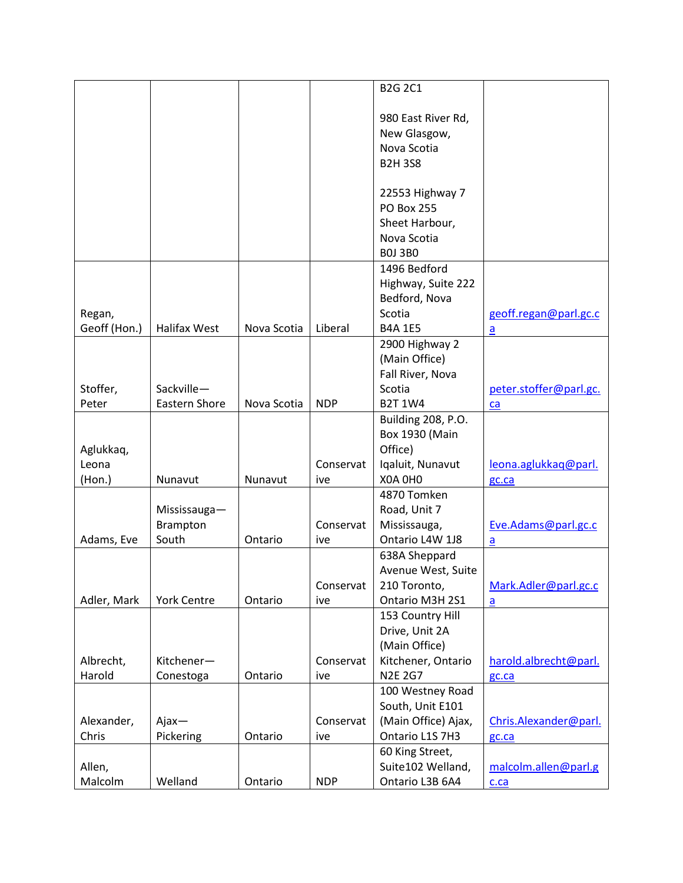| | | | | B2G 2C1<br><br>980 East River Rd, New Glasgow, Nova Scotia B2H 3S8<br><br>22553 Highway 7 PO Box 255 Sheet Harbour, Nova Scotia B0J 3B0 | |
|---|---|---|---|---|---|
| Regan, Geoff (Hon.) | Halifax West | Nova Scotia | Liberal | 1496 Bedford Highway, Suite 222 Bedford, Nova Scotia B4A 1E5 | geoff.regan@parl.gc.ca |
| Stoffer, Peter | Sackville—Eastern Shore | Nova Scotia | NDP | 2900 Highway 2 (Main Office) Fall River, Nova Scotia B2T 1W4 | peter.stoffer@parl.gc.ca |
| Aglukkaq, Leona (Hon.) | Nunavut | Nunavut | Conservative | Building 208, P.O. Box 1930 (Main Office) Iqaluit, Nunavut X0A 0H0 | leona.aglukkaq@parl.gc.ca |
| Adams, Eve | Mississauga—Brampton South | Ontario | Conservative | 4870 Tomken Road, Unit 7 Mississauga, Ontario L4W 1J8 | Eve.Adams@parl.gc.ca |
| Adler, Mark | York Centre | Ontario | Conservative | 638A Sheppard Avenue West, Suite 210 Toronto, Ontario M3H 2S1 | Mark.Adler@parl.gc.ca |
| Albrecht, Harold | Kitchener—Conestoga | Ontario | Conservative | 153 Country Hill Drive, Unit 2A (Main Office) Kitchener, Ontario N2E 2G7 | harold.albrecht@parl.gc.ca |
| Alexander, Chris | Ajax—Pickering | Ontario | Conservative | 100 Westney Road South, Unit E101 (Main Office) Ajax, Ontario L1S 7H3 | Chris.Alexander@parl.gc.ca |
| Allen, Malcolm | Welland | Ontario | NDP | 60 King Street, Suite102 Welland, Ontario L3B 6A4 | malcolm.allen@parl.gc.ca |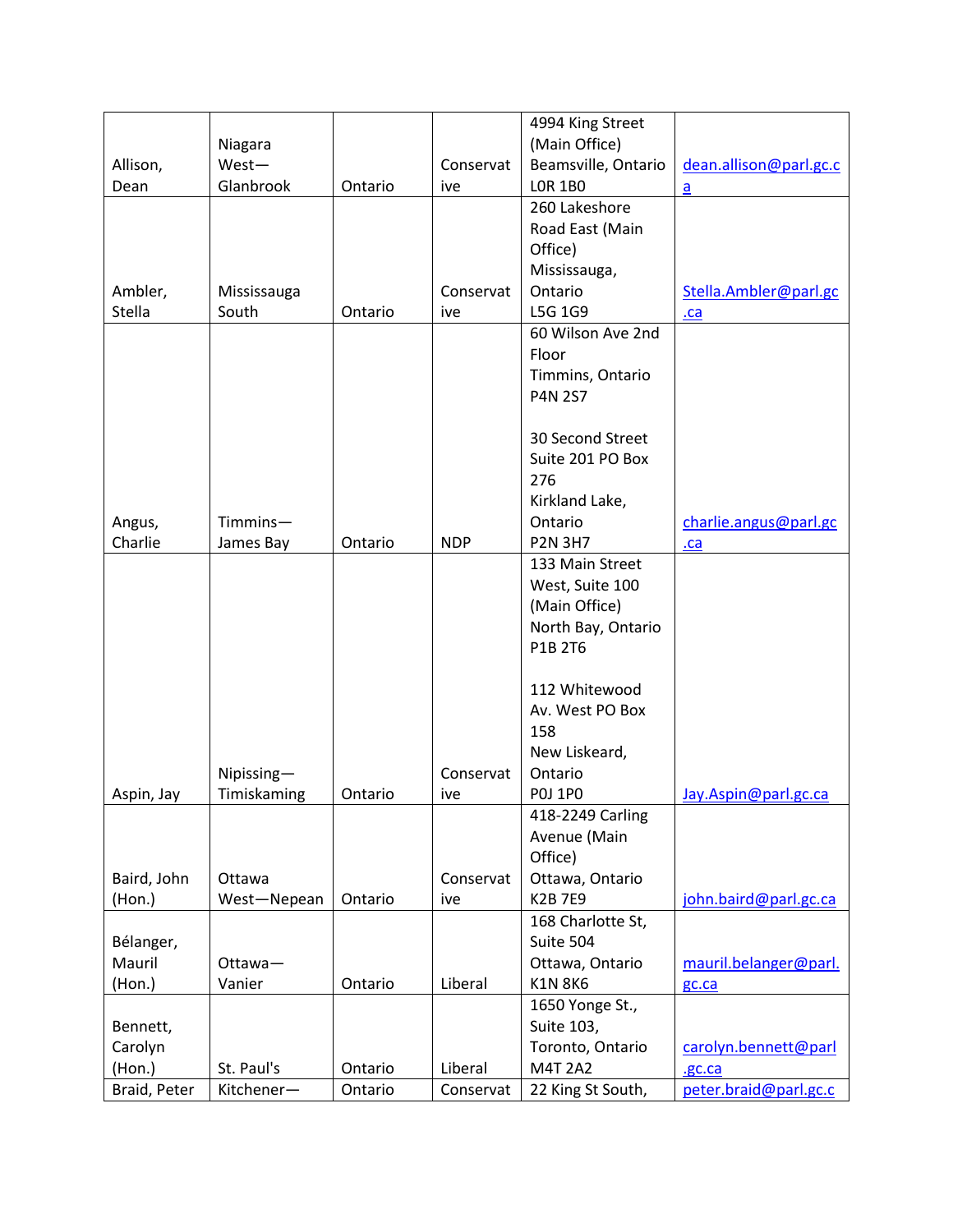| Allison, Dean | Niagara West—Glanbrook | Ontario | Conservative | 4994 King Street (Main Office) Beamsville, Ontario L0R 1B0 | dean.allison@parl.gc.ca |
|---|---|---|---|---|---|
| Ambler, Stella | Mississauga South | Ontario | Conservative | 260 Lakeshore Road East (Main Office) Mississauga, Ontario L5G 1G9 | Stella.Ambler@parl.gc.ca |
| Angus, Charlie | Timmins—James Bay | Ontario | NDP | 60 Wilson Ave 2nd Floor Timmins, Ontario P4N 2S7<br><br>30 Second Street Suite 201 PO Box 276 Kirkland Lake, Ontario P2N 3H7 | charlie.angus@parl.gc.ca |
| Aspin, Jay | Nipissing—Timiskaming | Ontario | Conservative | 133 Main Street West, Suite 100 (Main Office) North Bay, Ontario P1B 2T6<br><br>112 Whitewood Av. West PO Box 158 New Liskeard, Ontario P0J 1P0 | Jay.Aspin@parl.gc.ca |
| Baird, John (Hon.) | Ottawa West—Nepean | Ontario | Conservative | 418-2249 Carling Avenue (Main Office) Ottawa, Ontario K2B 7E9 | john.baird@parl.gc.ca |
| Bélanger, Mauril (Hon.) | Ottawa—Vanier | Ontario | Liberal | 168 Charlotte St, Suite 504 Ottawa, Ontario K1N 8K6 | mauril.belanger@parl.gc.ca |
| Bennett, Carolyn (Hon.) | St. Paul's | Ontario | Liberal | 1650 Yonge St., Suite 103, Toronto, Ontario M4T 2A2 | carolyn.bennett@parl.gc.ca |
| Braid, Peter | Kitchener— | Ontario | Conservat | 22 King St South, | peter.braid@parl.gc.c |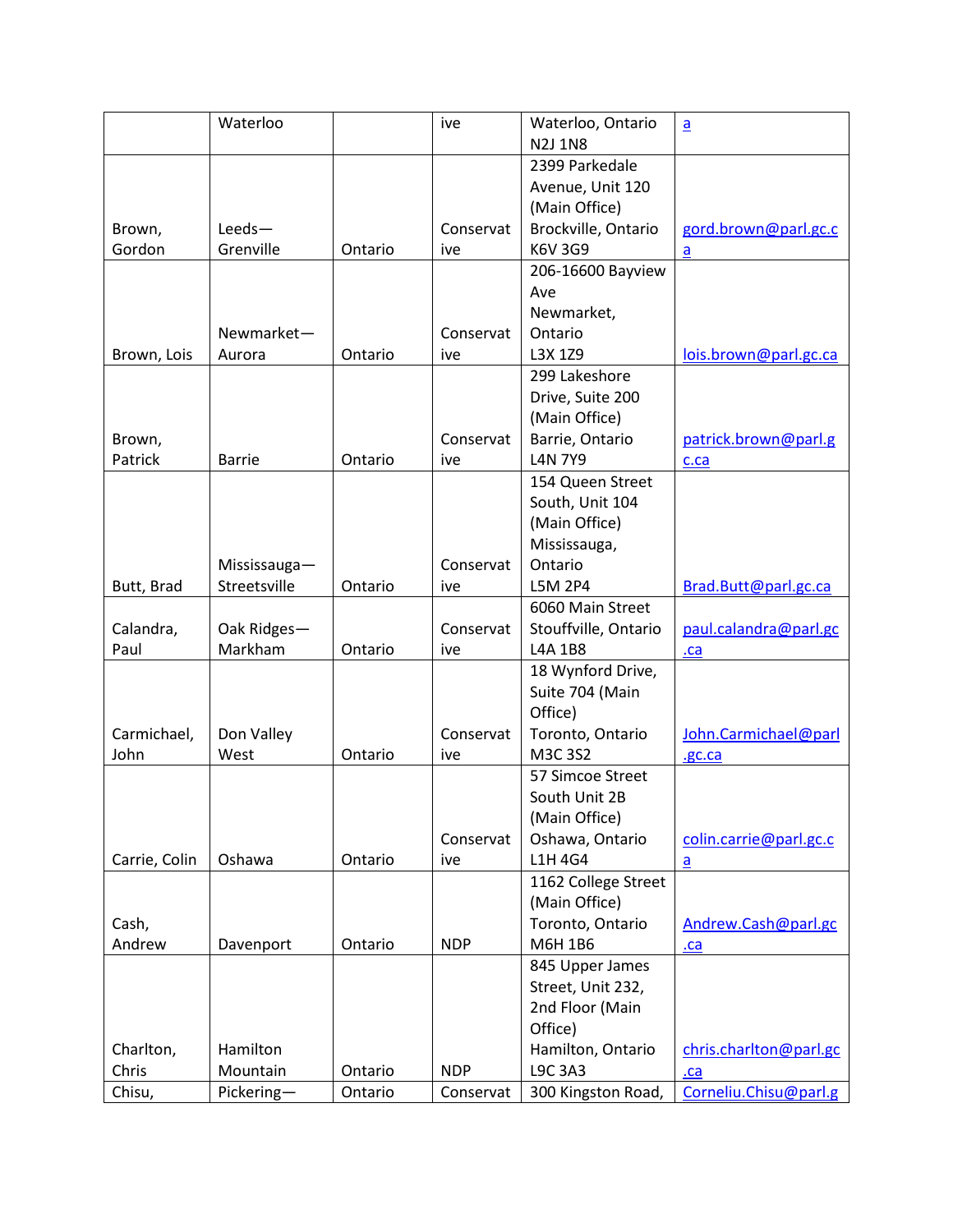| | Waterloo | | ive | Waterloo, Ontario N2J 1N8 | a |
|---|---|---|---|---|---|
| Brown, Gordon | Leeds—Grenville | Ontario | Conservative | 2399 Parkedale Avenue, Unit 120 (Main Office) Brockville, Ontario K6V 3G9 | gord.brown@parl.gc.ca |
| Brown, Lois | Newmarket—Aurora | Ontario | Conservative | 206-16600 Bayview Ave Newmarket, Ontario L3X 1Z9 | lois.brown@parl.gc.ca |
| Brown, Patrick | Barrie | Ontario | Conservative | 299 Lakeshore Drive, Suite 200 (Main Office) Barrie, Ontario L4N 7Y9 | patrick.brown@parl.gc.ca |
| Butt, Brad | Mississauga—Streetsville | Ontario | Conservative | 154 Queen Street South, Unit 104 (Main Office) Mississauga, Ontario L5M 2P4 | Brad.Butt@parl.gc.ca |
| Calandra, Paul | Oak Ridges—Markham | Ontario | Conservative | 6060 Main Street Stouffville, Ontario L4A 1B8 | paul.calandra@parl.gc.ca |
| Carmichael, John | Don Valley West | Ontario | Conservative | 18 Wynford Drive, Suite 704 (Main Office) Toronto, Ontario M3C 3S2 | John.Carmichael@parl.gc.ca |
| Carrie, Colin | Oshawa | Ontario | Conservative | 57 Simcoe Street South Unit 2B (Main Office) Oshawa, Ontario L1H 4G4 | colin.carrie@parl.gc.ca |
| Cash, Andrew | Davenport | Ontario | NDP | 1162 College Street (Main Office) Toronto, Ontario M6H 1B6 | Andrew.Cash@parl.gc.ca |
| Charlton, Chris | Hamilton Mountain | Ontario | NDP | 845 Upper James Street, Unit 232, 2nd Floor (Main Office) Hamilton, Ontario L9C 3A3 | chris.charlton@parl.gc.ca |
| Chisu, | Pickering— | Ontario | Conservat | 300 Kingston Road, | Corneliu.Chisu@parl.g |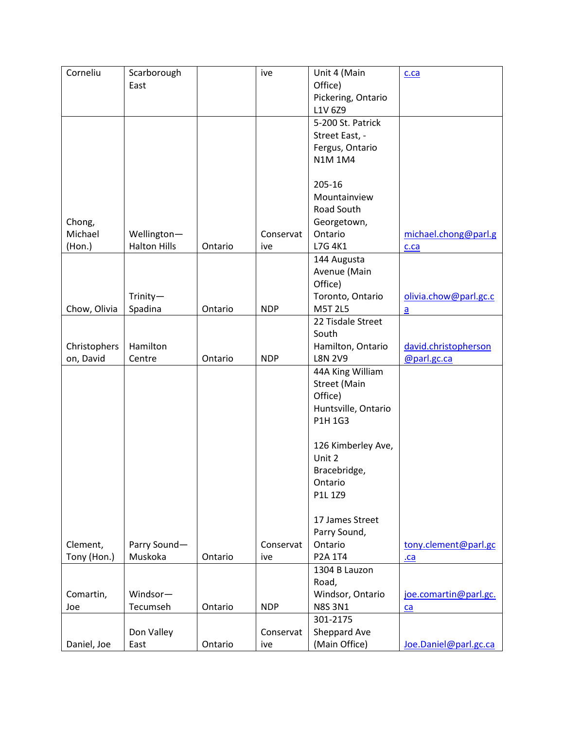| Corneliu | Scarborough East | | ive | Unit 4 (Main Office) Pickering, Ontario L1V 6Z9 | c.ca |
|---|---|---|---|---|---|
| Chong, Michael (Hon.) | Wellington—Halton Hills | Ontario | Conservative | 5-200 St. Patrick Street East, - Fergus, Ontario N1M 1M4<br><br>205-16 Mountainview Road South Georgetown, Ontario L7G 4K1 | michael.chong@parl.gc.ca |
| Chow, Olivia | Trinity—Spadina | Ontario | NDP | 144 Augusta Avenue (Main Office) Toronto, Ontario M5T 2L5 | olivia.chow@parl.gc.ca |
| Christopherson, David | Hamilton Centre | Ontario | NDP | 22 Tisdale Street South Hamilton, Ontario L8N 2V9 | david.christopherson@parl.gc.ca |
| Clement, Tony (Hon.) | Parry Sound—Muskoka | Ontario | Conservative | 44A King William Street (Main Office) Huntsville, Ontario P1H 1G3<br><br>126 Kimberley Ave, Unit 2 Bracebridge, Ontario P1L 1Z9<br><br>17 James Street Parry Sound, Ontario P2A 1T4 | tony.clement@parl.gc.ca |
| Comartin, Joe | Windsor—Tecumseh | Ontario | NDP | 1304 B Lauzon Road, Windsor, Ontario N8S 3N1 | joe.comartin@parl.gc.ca |
| Daniel, Joe | Don Valley East | Ontario | Conservative | 301-2175 Sheppard Ave (Main Office) | Joe.Daniel@parl.gc.ca |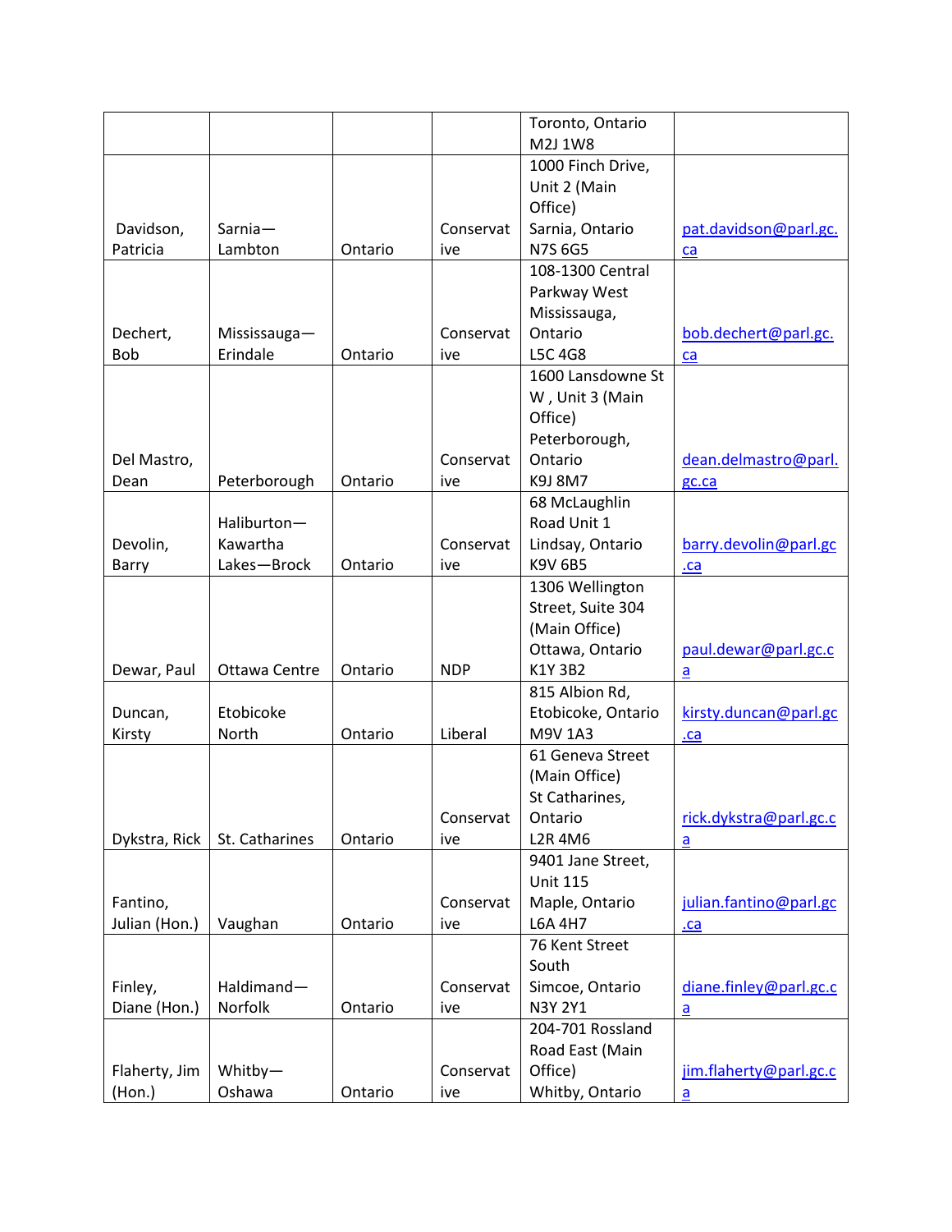| | | | | Toronto, Ontario M2J 1W8 | |
|---|---|---|---|---|---|
| Davidson, Patricia | Sarnia—Lambton | Ontario | Conservative | 1000 Finch Drive, Unit 2 (Main Office) Sarnia, Ontario N7S 6G5 | pat.davidson@parl.gc.ca |
| Dechert, Bob | Mississauga—Erindale | Ontario | Conservative | 108-1300 Central Parkway West Mississauga, Ontario L5C 4G8 | bob.dechert@parl.gc.ca |
| Del Mastro, Dean | Peterborough | Ontario | Conservative | 1600 Lansdowne St W , Unit 3 (Main Office) Peterborough, Ontario K9J 8M7 | dean.delmastro@parl.gc.ca |
| Devolin, Barry | Haliburton—Kawartha Lakes—Brock | Ontario | Conservative | 68 McLaughlin Road Unit 1 Lindsay, Ontario K9V 6B5 | barry.devolin@parl.gc.ca |
| Dewar, Paul | Ottawa Centre | Ontario | NDP | 1306 Wellington Street, Suite 304 (Main Office) Ottawa, Ontario K1Y 3B2 | paul.dewar@parl.gc.ca |
| Duncan, Kirsty | Etobicoke North | Ontario | Liberal | 815 Albion Rd, Etobicoke, Ontario M9V 1A3 | kirsty.duncan@parl.gc.ca |
| Dykstra, Rick | St. Catharines | Ontario | Conservative | 61 Geneva Street (Main Office) St Catharines, Ontario L2R 4M6 | rick.dykstra@parl.gc.ca |
| Fantino, Julian (Hon.) | Vaughan | Ontario | Conservative | 9401 Jane Street, Unit 115 Maple, Ontario L6A 4H7 | julian.fantino@parl.gc.ca |
| Finley, Diane (Hon.) | Haldimand—Norfolk | Ontario | Conservative | 76 Kent Street South Simcoe, Ontario N3Y 2Y1 | diane.finley@parl.gc.ca |
| Flaherty, Jim (Hon.) | Whitby—Oshawa | Ontario | Conservative | 204-701 Rossland Road East (Main Office) Whitby, Ontario | jim.flaherty@parl.gc.ca |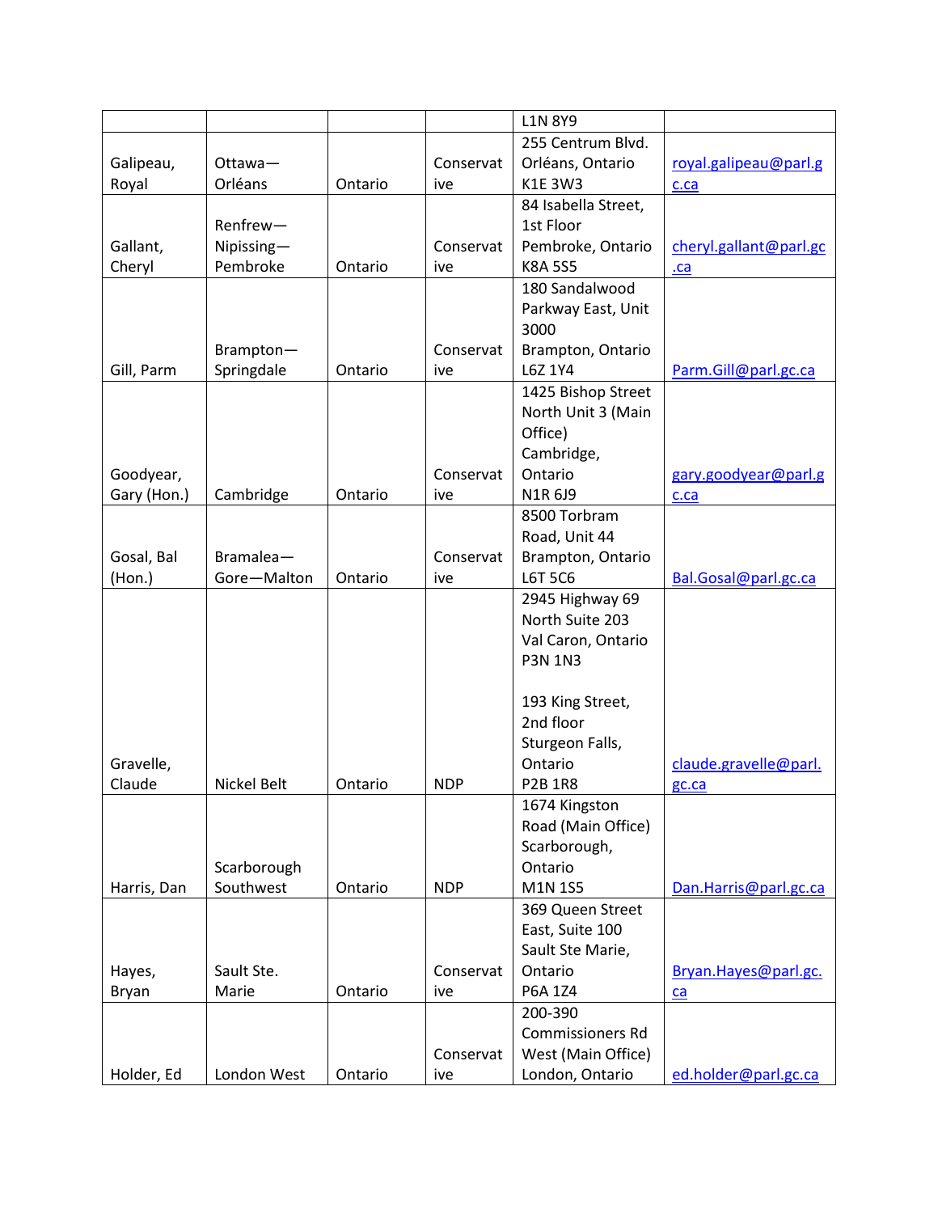| | | | | L1N 8Y9 | |
|---|---|---|---|---|---|
| Galipeau, Royal | Ottawa—Orléans | Ontario | Conservative | 255 Centrum Blvd. Orléans, Ontario K1E 3W3 | royal.galipeau@parl.gc.ca |
| Gallant, Cheryl | Renfrew—Nipissing—Pembroke | Ontario | Conservative | 84 Isabella Street, 1st Floor Pembroke, Ontario K8A 5S5 | cheryl.gallant@parl.gc.ca |
| Gill, Parm | Brampton—Springdale | Ontario | Conservative | 180 Sandalwood Parkway East, Unit 3000 Brampton, Ontario L6Z 1Y4 | Parm.Gill@parl.gc.ca |
| Goodyear, Gary (Hon.) | Cambridge | Ontario | Conservative | 1425 Bishop Street North Unit 3 (Main Office) Cambridge, Ontario N1R 6J9 | gary.goodyear@parl.gc.ca |
| Gosal, Bal (Hon.) | Bramalea—Gore—Malton | Ontario | Conservative | 8500 Torbram Road, Unit 44 Brampton, Ontario L6T 5C6 | Bal.Gosal@parl.gc.ca |
| Gravelle, Claude | Nickel Belt | Ontario | NDP | 2945 Highway 69 North Suite 203 Val Caron, Ontario P3N 1N3<br><br>193 King Street, 2nd floor Sturgeon Falls, Ontario P2B 1R8 | claude.gravelle@parl.gc.ca |
| Harris, Dan | Scarborough Southwest | Ontario | NDP | 1674 Kingston Road (Main Office) Scarborough, Ontario M1N 1S5 | Dan.Harris@parl.gc.ca |
| Hayes, Bryan | Sault Ste. Marie | Ontario | Conservative | 369 Queen Street East, Suite 100 Sault Ste Marie, Ontario P6A 1Z4 | Bryan.Hayes@parl.gc.ca |
| Holder, Ed | London West | Ontario | Conservative | 200-390 Commissioners Rd West (Main Office) London, Ontario | ed.holder@parl.gc.ca |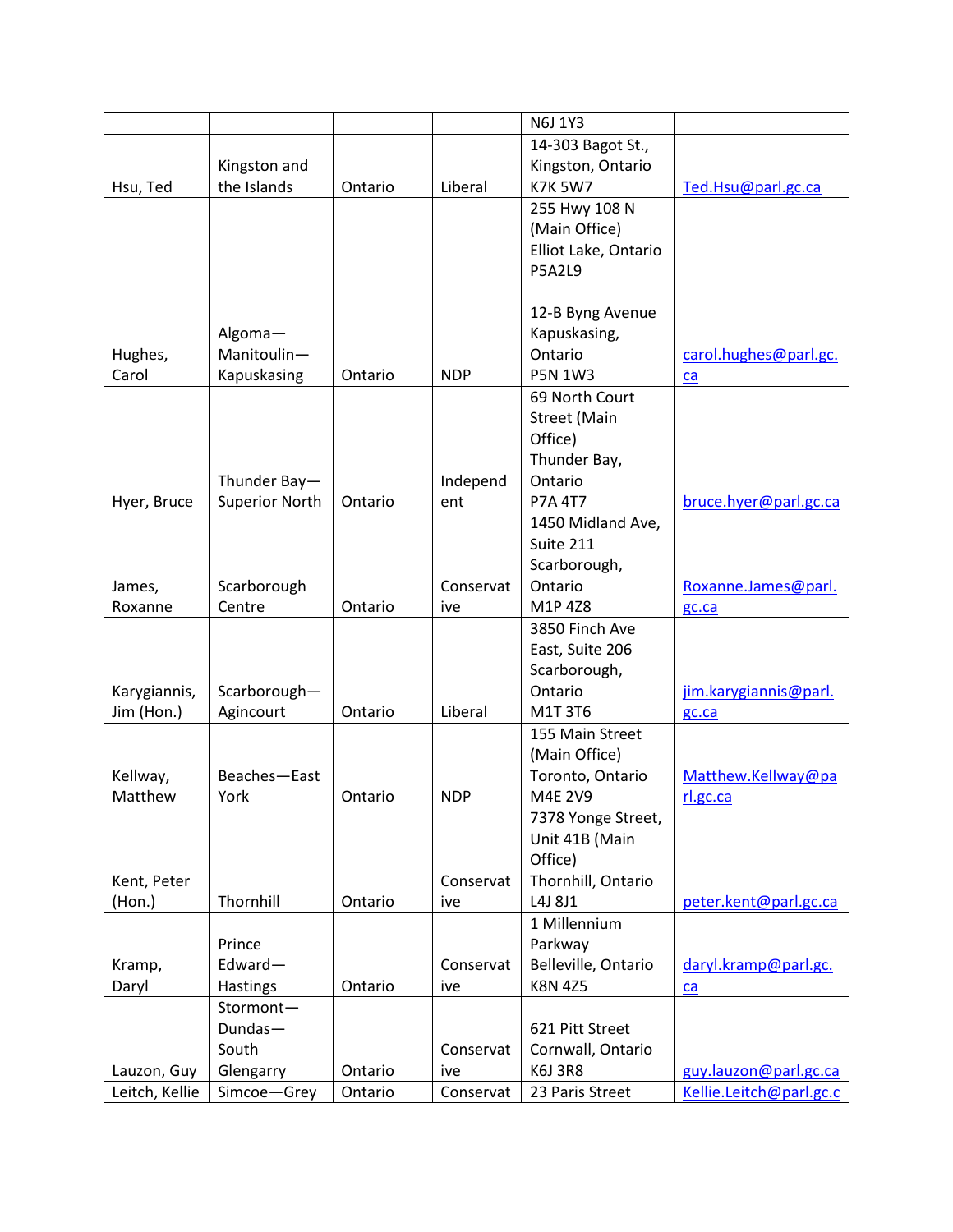| | | | | N6J 1Y3 | |
|---|---|---|---|---|---|
| Hsu, Ted | Kingston and the Islands | Ontario | Liberal | 14-303 Bagot St., Kingston, Ontario K7K 5W7 | Ted.Hsu@parl.gc.ca |
| Hughes, Carol | Algoma—Manitoulin—Kapuskasing | Ontario | NDP | 255 Hwy 108 N (Main Office) Elliot Lake, Ontario P5A2L9<br><br>12-B Byng Avenue Kapuskasing, Ontario P5N 1W3 | carol.hughes@parl.gc.ca |
| Hyer, Bruce | Thunder Bay—Superior North | Ontario | Independent | 69 North Court Street (Main Office) Thunder Bay, Ontario P7A 4T7 | bruce.hyer@parl.gc.ca |
| James, Roxanne | Scarborough Centre | Ontario | Conservative | 1450 Midland Ave, Suite 211 Scarborough, Ontario M1P 4Z8 | Roxanne.James@parl.gc.ca |
| Karygiannis, Jim (Hon.) | Scarborough—Agincourt | Ontario | Liberal | 3850 Finch Ave East, Suite 206 Scarborough, Ontario M1T 3T6 | jim.karygiannis@parl.gc.ca |
| Kellway, Matthew | Beaches—East York | Ontario | NDP | 155 Main Street (Main Office) Toronto, Ontario M4E 2V9 | Matthew.Kellway@parl.gc.ca |
| Kent, Peter (Hon.) | Thornhill | Ontario | Conservative | 7378 Yonge Street, Unit 41B (Main Office) Thornhill, Ontario L4J 8J1 | peter.kent@parl.gc.ca |
| Kramp, Daryl | Prince Edward—Hastings | Ontario | Conservative | 1 Millennium Parkway Belleville, Ontario K8N 4Z5 | daryl.kramp@parl.gc.ca |
| Lauzon, Guy | Stormont—Dundas—South Glengarry | Ontario | Conservative | 621 Pitt Street Cornwall, Ontario K6J 3R8 | guy.lauzon@parl.gc.ca |
| Leitch, Kellie | Simcoe—Grey | Ontario | Conservat | 23 Paris Street | Kellie.Leitch@parl.gc.c |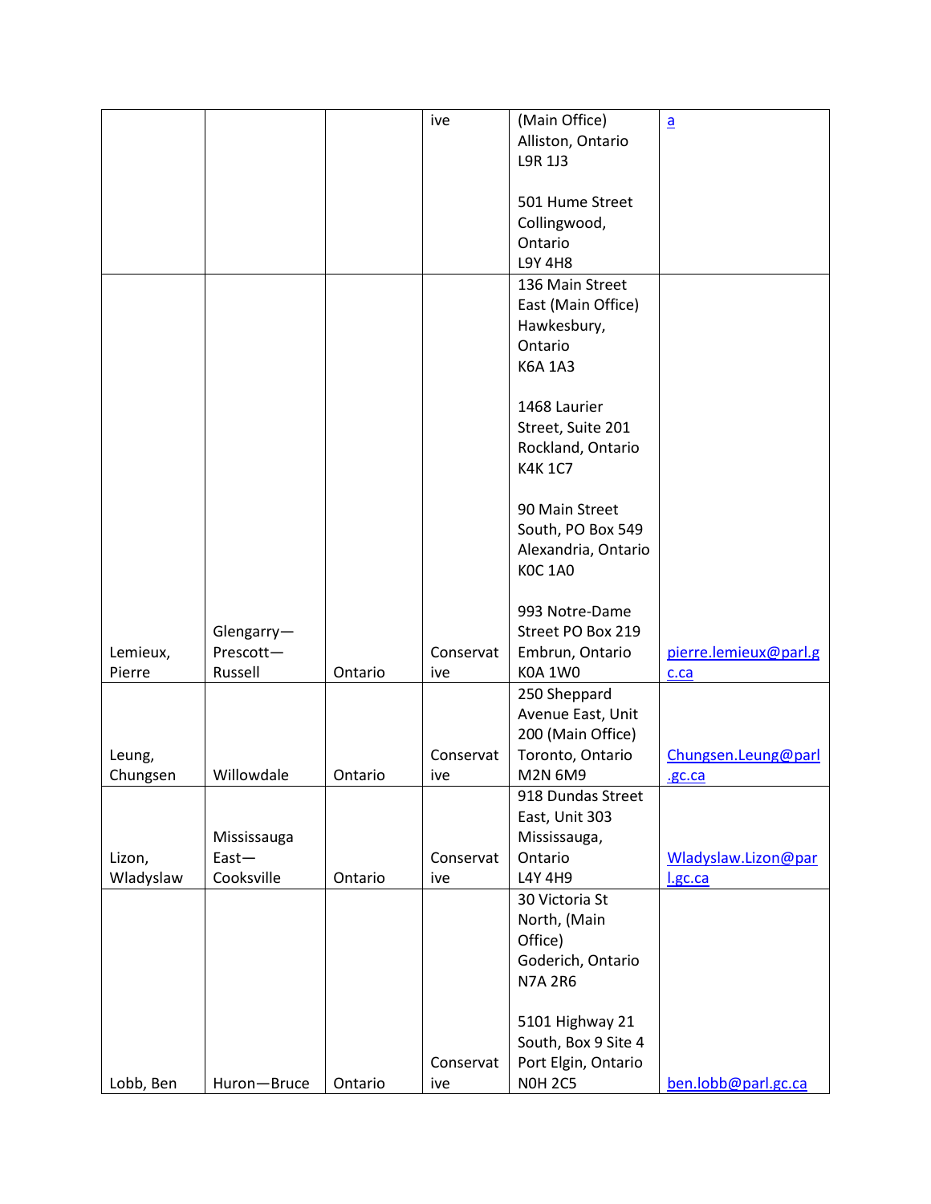| | | | ive | (Main Office)<br>Alliston, Ontario<br>L9R 1J3<br><br>501 Hume Street<br>Collingwood, Ontario<br>L9Y 4H8 | a |
|---|---|---|---|---|---|
| Lemieux, Pierre | Glengarry—Prescott—Russell | Ontario | Conservative | 136 Main Street East (Main Office)<br>Hawkesbury, Ontario<br>K6A 1A3<br><br>1468 Laurier Street, Suite 201<br>Rockland, Ontario<br>K4K 1C7<br><br>90 Main Street South, PO Box 549<br>Alexandria, Ontario<br>K0C 1A0<br><br>993 Notre-Dame Street PO Box 219<br>Embrun, Ontario<br>K0A 1W0 | pierre.lemieux@parl.gc.ca |
| Leung, Chungsen | Willowdale | Ontario | Conservative | 250 Sheppard Avenue East, Unit 200 (Main Office)<br>Toronto, Ontario<br>M2N 6M9 | Chungsen.Leung@parl.gc.ca |
| Lizon, Wladyslaw | Mississauga East—Cooksville | Ontario | Conservative | 918 Dundas Street East, Unit 303<br>Mississauga, Ontario<br>L4Y 4H9 | Wladyslaw.Lizon@parl.gc.ca |
| Lobb, Ben | Huron—Bruce | Ontario | Conservative | 30 Victoria St North, (Main Office)<br>Goderich, Ontario<br>N7A 2R6<br><br>5101 Highway 21 South, Box 9 Site 4<br>Port Elgin, Ontario<br>N0H 2C5 | ben.lobb@parl.gc.ca |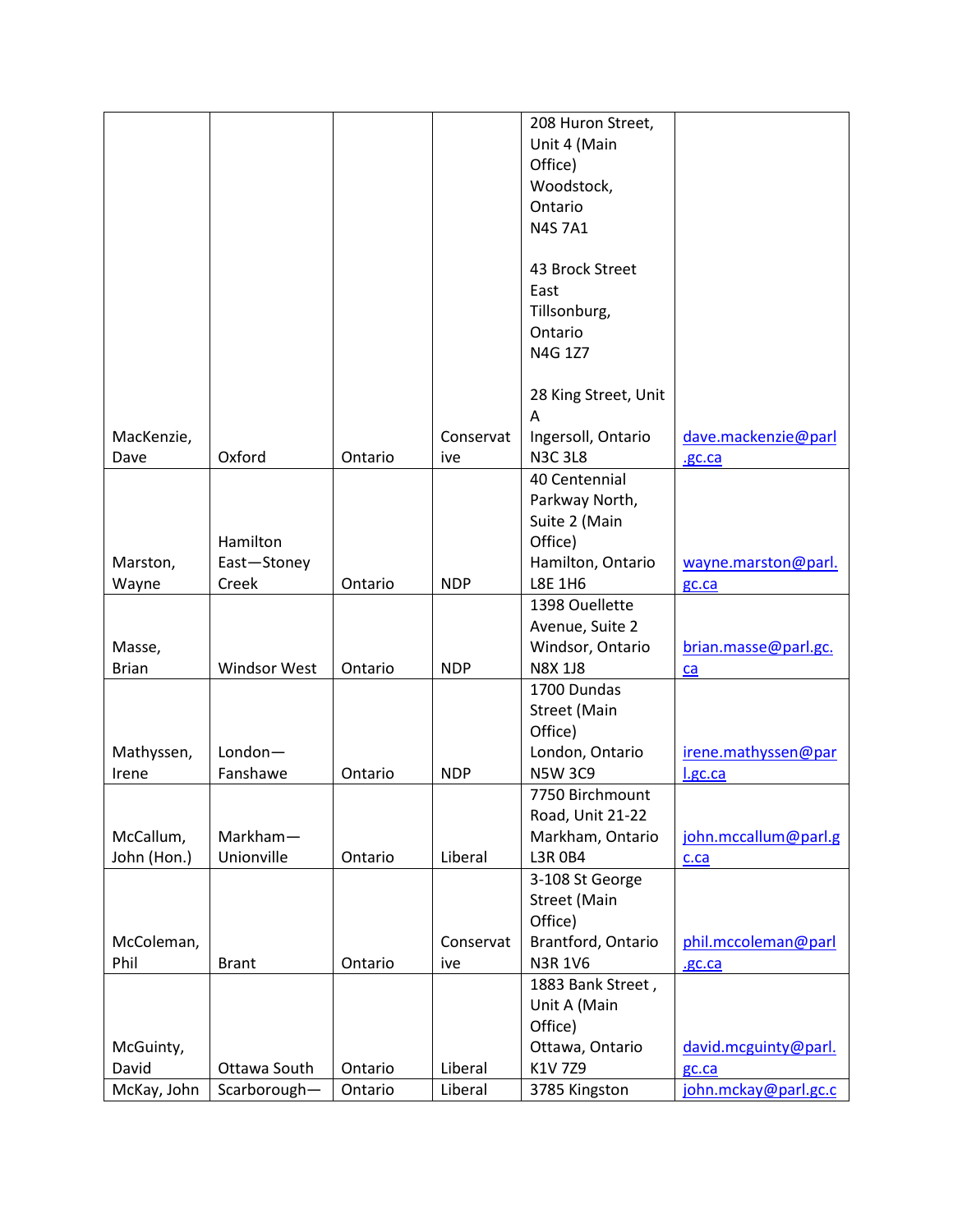| MacKenzie, Dave | Oxford | Ontario | Conservative | 208 Huron Street, Unit 4 (Main Office) Woodstock, Ontario N4S 7A1<br><br>43 Brock Street East Tillsonburg, Ontario N4G 1Z7<br><br>28 King Street, Unit A Ingersoll, Ontario N3C 3L8 | dave.mackenzie@parl.gc.ca |
|---|---|---|---|---|---|
| Marston, Wayne | Hamilton East—Stoney Creek | Ontario | NDP | 40 Centennial Parkway North, Suite 2 (Main Office) Hamilton, Ontario L8E 1H6 | wayne.marston@parl.gc.ca |
| Masse, Brian | Windsor West | Ontario | NDP | 1398 Ouellette Avenue, Suite 2 Windsor, Ontario N8X 1J8 | brian.masse@parl.gc.ca |
| Mathyssen, Irene | London—Fanshawe | Ontario | NDP | 1700 Dundas Street (Main Office) London, Ontario N5W 3C9 | irene.mathyssen@parl.gc.ca |
| McCallum, John (Hon.) | Markham—Unionville | Ontario | Liberal | 7750 Birchmount Road, Unit 21-22 Markham, Ontario L3R 0B4 | john.mccallum@parl.gc.ca |
| McColeman, Phil | Brant | Ontario | Conservative | 3-108 St George Street (Main Office) Brantford, Ontario N3R 1V6 | phil.mccoleman@parl.gc.ca |
| McGuinty, David | Ottawa South | Ontario | Liberal | 1883 Bank Street , Unit A (Main Office) Ottawa, Ontario K1V 7Z9 | david.mcguinty@parl.gc.ca |
| McKay, John | Scarborough— | Ontario | Liberal | 3785 Kingston | john.mckay@parl.gc.c |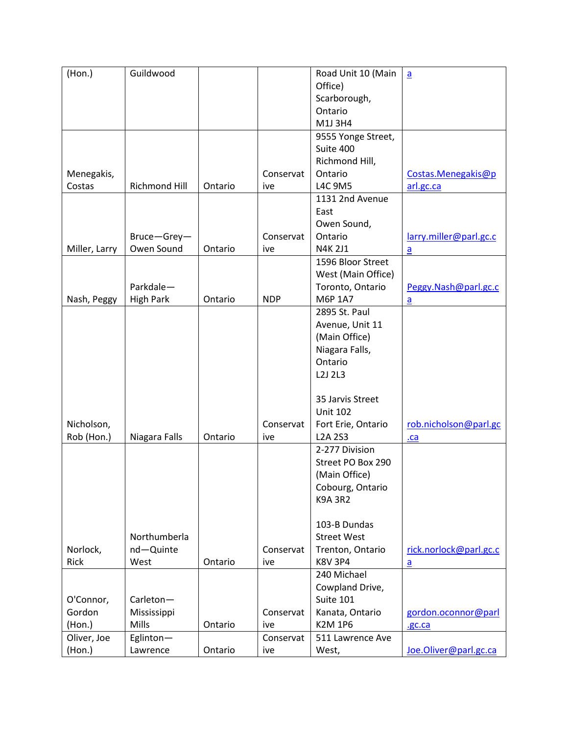| (Hon.) | Guildwood | | | Road Unit 10 (Main Office)<br>Scarborough, Ontario<br>M1J 3H4 | a |
|---|---|---|---|---|---|
| Menegakis, Costas | Richmond Hill | Ontario | Conservative | 9555 Yonge Street, Suite 400<br>Richmond Hill, Ontario<br>L4C 9M5 | Costas.Menegakis@parl.gc.ca |
| Miller, Larry | Bruce—Grey—Owen Sound | Ontario | Conservative | 1131 2nd Avenue East<br>Owen Sound, Ontario<br>N4K 2J1 | larry.miller@parl.gc.ca |
| Nash, Peggy | Parkdale—High Park | Ontario | NDP | 1596 Bloor Street West (Main Office)<br>Toronto, Ontario<br>M6P 1A7 | Peggy.Nash@parl.gc.ca |
| Nicholson, Rob (Hon.) | Niagara Falls | Ontario | Conservative | 2895 St. Paul Avenue, Unit 11 (Main Office)<br>Niagara Falls, Ontario<br>L2J 2L3<br><br>35 Jarvis Street Unit 102<br>Fort Erie, Ontario<br>L2A 2S3 | rob.nicholson@parl.gc.ca |
| Norlock, Rick | Northumberland—Quinte West | Ontario | Conservative | 2-277 Division Street PO Box 290 (Main Office)<br>Cobourg, Ontario<br>K9A 3R2<br><br>103-B Dundas Street West<br>Trenton, Ontario<br>K8V 3P4 | rick.norlock@parl.gc.ca |
| O'Connor, Gordon (Hon.) | Carleton—Mississippi Mills | Ontario | Conservative | 240 Michael Cowpland Drive, Suite 101<br>Kanata, Ontario<br>K2M 1P6 | gordon.oconnor@parl.gc.ca |
| Oliver, Joe (Hon.) | Eglinton—Lawrence | Ontario | Conservative | 511 Lawrence Ave West, | Joe.Oliver@parl.gc.ca |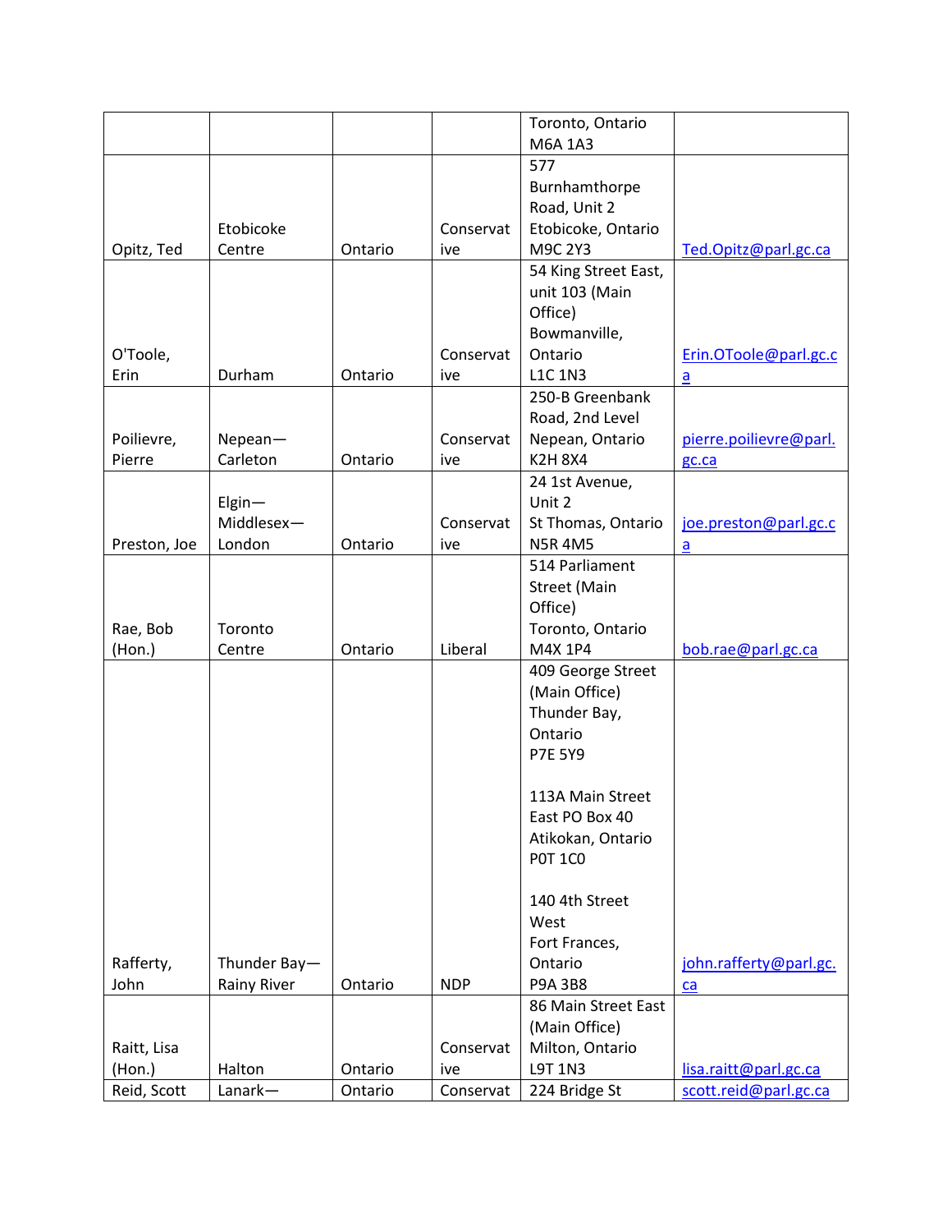| | | | | | |
|---|---|---|---|---|---|
| | | | | Toronto, Ontario M6A 1A3 | |
| Opitz, Ted | Etobicoke Centre | Ontario | Conservative | 577 Burnhamthorpe Road, Unit 2 Etobicoke, Ontario M9C 2Y3 | Ted.Opitz@parl.gc.ca |
| O'Toole, Erin | Durham | Ontario | Conservative | 54 King Street East, unit 103 (Main Office) Bowmanville, Ontario L1C 1N3 | Erin.OToole@parl.gc.ca |
| Poilievre, Pierre | Nepean—Carleton | Ontario | Conservative | 250-B Greenbank Road, 2nd Level Nepean, Ontario K2H 8X4 | pierre.poilievre@parl.gc.ca |
| Preston, Joe | Elgin—Middlesex—London | Ontario | Conservative | 24 1st Avenue, Unit 2 St Thomas, Ontario N5R 4M5 | joe.preston@parl.gc.ca |
| Rae, Bob (Hon.) | Toronto Centre | Ontario | Liberal | 514 Parliament Street (Main Office) Toronto, Ontario M4X 1P4 | bob.rae@parl.gc.ca |
| Rafferty, John | Thunder Bay—Rainy River | Ontario | NDP | 409 George Street (Main Office) Thunder Bay, Ontario P7E 5Y9<br><br>113A Main Street East PO Box 40 Atikokan, Ontario P0T 1C0<br><br>140 4th Street West Fort Frances, Ontario P9A 3B8 | john.rafferty@parl.gc.ca |
| Raitt, Lisa (Hon.) | Halton | Ontario | Conservative | 86 Main Street East (Main Office) Milton, Ontario L9T 1N3 | lisa.raitt@parl.gc.ca |
| Reid, Scott | Lanark— | Ontario | Conservat | 224 Bridge St | scott.reid@parl.gc.ca |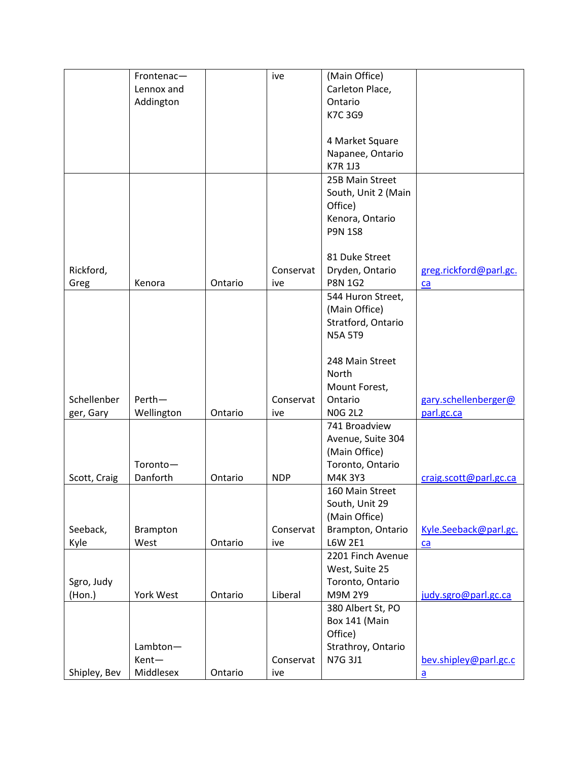| | | | | | |
|---|---|---|---|---|---|
| | Frontenac—Lennox and Addington | | ive | (Main Office) Carleton Place, Ontario K7C 3G9<br><br>4 Market Square Napanee, Ontario K7R 1J3 | |
| Rickford, Greg | Kenora | Ontario | Conservative | 25B Main Street South, Unit 2 (Main Office) Kenora, Ontario P9N 1S8<br><br>81 Duke Street Dryden, Ontario P8N 1G2 | greg.rickford@parl.gc.ca |
| Schellenberger, Gary | Perth—Wellington | Ontario | Conservative | 544 Huron Street, (Main Office) Stratford, Ontario N5A 5T9<br><br>248 Main Street North Mount Forest, Ontario N0G 2L2 | gary.schellenberger@parl.gc.ca |
| Scott, Craig | Toronto—Danforth | Ontario | NDP | 741 Broadview Avenue, Suite 304 (Main Office) Toronto, Ontario M4K 3Y3 | craig.scott@parl.gc.ca |
| Seeback, Kyle | Brampton West | Ontario | Conservative | 160 Main Street South, Unit 29 (Main Office) Brampton, Ontario L6W 2E1 | Kyle.Seeback@parl.gc.ca |
| Sgro, Judy (Hon.) | York West | Ontario | Liberal | 2201 Finch Avenue West, Suite 25 Toronto, Ontario M9M 2Y9 | judy.sgro@parl.gc.ca |
| Shipley, Bev | Lambton—Kent—Middlesex | Ontario | Conservative | 380 Albert St, PO Box 141 (Main Office) Strathroy, Ontario N7G 3J1 | bev.shipley@parl.gc.ca |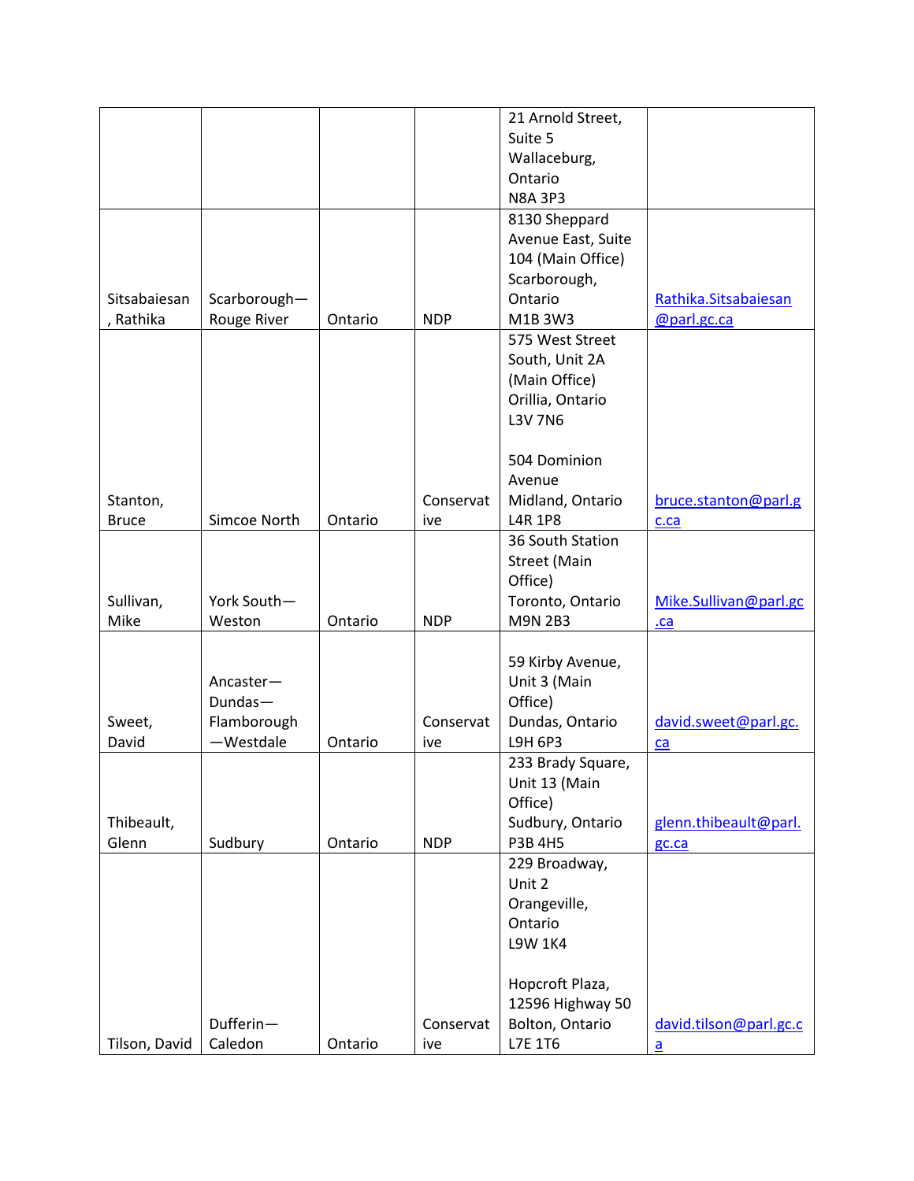| | | | | 21 Arnold Street, Suite 5 Wallaceburg, Ontario N8A 3P3 | |
|---|---|---|---|---|---|
| Sitsabaiesan, Rathika | Scarborough—Rouge River | Ontario | NDP | 8130 Sheppard Avenue East, Suite 104 (Main Office) Scarborough, Ontario M1B 3W3 | Rathika.Sitsabaiesan@parl.gc.ca |
| Stanton, Bruce | Simcoe North | Ontario | Conservative | 575 West Street South, Unit 2A (Main Office) Orillia, Ontario L3V 7N6<br><br>504 Dominion Avenue Midland, Ontario L4R 1P8 | bruce.stanton@parl.gc.ca |
| Sullivan, Mike | York South—Weston | Ontario | NDP | 36 South Station Street (Main Office) Toronto, Ontario M9N 2B3 | Mike.Sullivan@parl.gc.ca |
| Sweet, David | Ancaster—Dundas—Flamborough—Westdale | Ontario | Conservative | 59 Kirby Avenue, Unit 3 (Main Office) Dundas, Ontario L9H 6P3 | david.sweet@parl.gc.ca |
| Thibeault, Glenn | Sudbury | Ontario | NDP | 233 Brady Square, Unit 13 (Main Office) Sudbury, Ontario P3B 4H5 | glenn.thibeault@parl.gc.ca |
| Tilson, David | Dufferin—Caledon | Ontario | Conservative | 229 Broadway, Unit 2 Orangeville, Ontario L9W 1K4<br><br>Hopcroft Plaza, 12596 Highway 50 Bolton, Ontario L7E 1T6 | david.tilson@parl.gc.ca |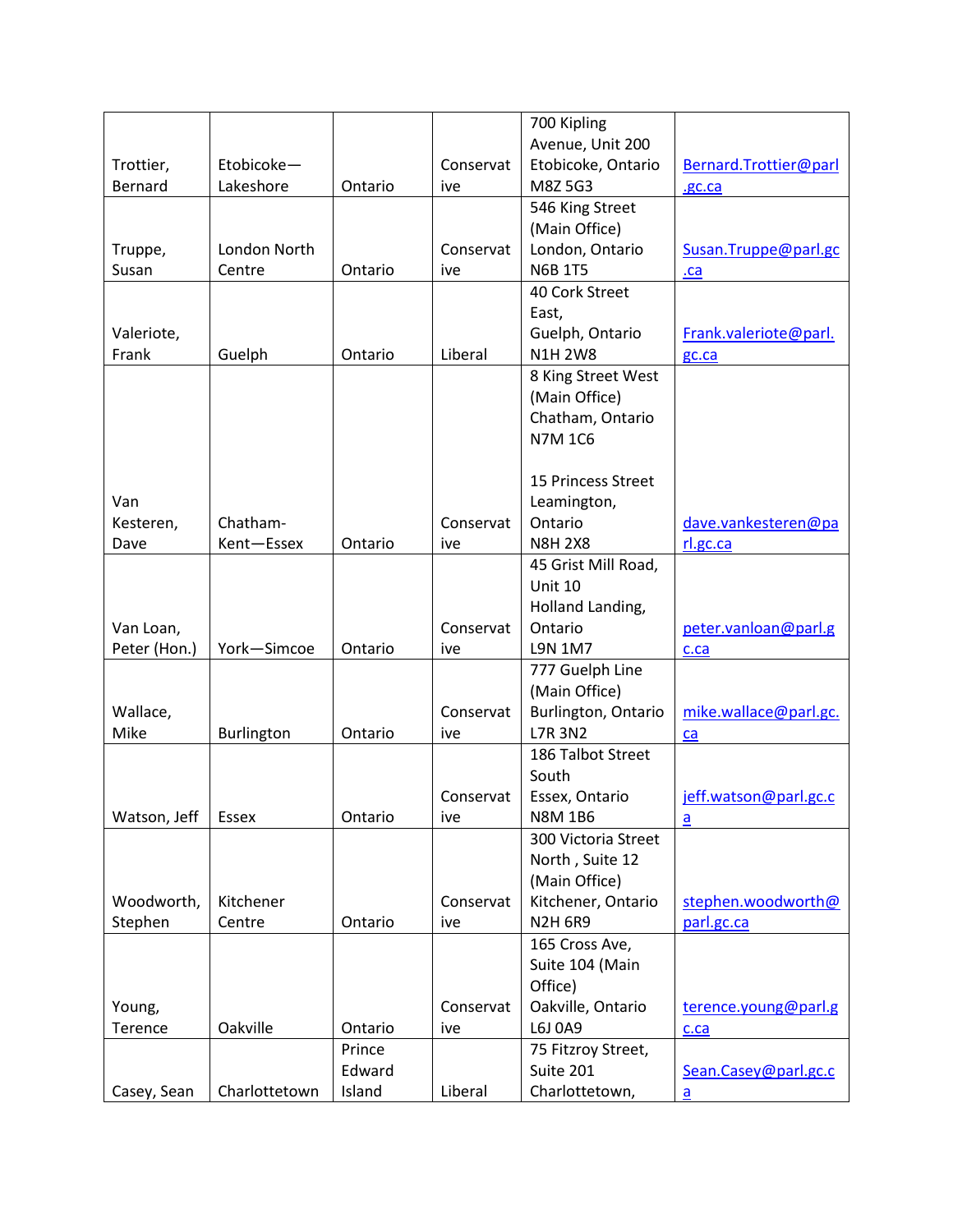| Trottier, Bernard | Etobicoke—Lakeshore | Ontario | Conservative | 700 Kipling Avenue, Unit 200 Etobicoke, Ontario M8Z 5G3 | Bernard.Trottier@parl.gc.ca |
|---|---|---|---|---|---|
| Truppe, Susan | London North Centre | Ontario | Conservative | 546 King Street (Main Office) London, Ontario N6B 1T5 | Susan.Truppe@parl.gc.ca |
| Valeriote, Frank | Guelph | Ontario | Liberal | 40 Cork Street East, Guelph, Ontario N1H 2W8 | Frank.valeriote@parl.gc.ca |
| Van Kesteren, Dave | Chatham-Kent—Essex | Ontario | Conservative | 8 King Street West (Main Office) Chatham, Ontario N7M 1C6<br><br>15 Princess Street Leamington, Ontario N8H 2X8 | dave.vankesteren@parl.gc.ca |
| Van Loan, Peter (Hon.) | York—Simcoe | Ontario | Conservative | 45 Grist Mill Road, Unit 10 Holland Landing, Ontario L9N 1M7 | peter.vanloan@parl.gc.ca |
| Wallace, Mike | Burlington | Ontario | Conservative | 777 Guelph Line (Main Office) Burlington, Ontario L7R 3N2 | mike.wallace@parl.gc.ca |
| Watson, Jeff | Essex | Ontario | Conservative | 186 Talbot Street South Essex, Ontario N8M 1B6 | jeff.watson@parl.gc.ca |
| Woodworth, Stephen | Kitchener Centre | Ontario | Conservative | 300 Victoria Street North , Suite 12 (Main Office) Kitchener, Ontario N2H 6R9 | stephen.woodworth@parl.gc.ca |
| Young, Terence | Oakville | Ontario | Conservative | 165 Cross Ave, Suite 104 (Main Office) Oakville, Ontario L6J 0A9 | terence.young@parl.gc.ca |
| Casey, Sean | Charlottetown | Prince Edward Island | Liberal | 75 Fitzroy Street, Suite 201 Charlottetown, | Sean.Casey@parl.gc.ca |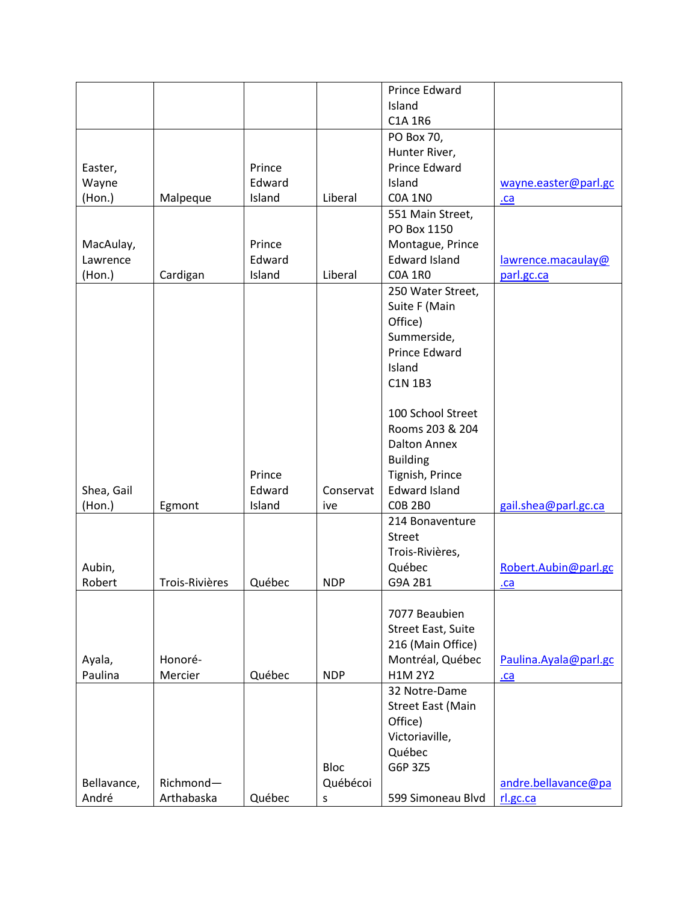| | | | | Prince Edward Island C1A 1R6 | |
|---|---|---|---|---|---|
| Easter, Wayne (Hon.) | Malpeque | Prince Edward Island | Liberal | PO Box 70, Hunter River, Prince Edward Island C0A 1N0 | wayne.easter@parl.gc.ca |
| MacAulay, Lawrence (Hon.) | Cardigan | Prince Edward Island | Liberal | 551 Main Street, PO Box 1150 Montague, Prince Edward Island C0A 1R0 | lawrence.macaulay@parl.gc.ca |
| Shea, Gail (Hon.) | Egmont | Prince Edward Island | Conservative | 250 Water Street, Suite F (Main Office) Summerside, Prince Edward Island C1N 1B3<br><br>100 School Street Rooms 203 & 204 Dalton Annex Building Tignish, Prince Edward Island C0B 2B0 | gail.shea@parl.gc.ca |
| Aubin, Robert | Trois-Rivières | Québec | NDP | 214 Bonaventure Street Trois-Rivières, Québec G9A 2B1 | Robert.Aubin@parl.gc.ca |
| Ayala, Paulina | Honoré-Mercier | Québec | NDP | 7077 Beaubien Street East, Suite 216 (Main Office) Montréal, Québec H1M 2Y2 | Paulina.Ayala@parl.gc.ca |
| Bellavance, André | Richmond—Arthabaska | Québec | Bloc Québécois | 32 Notre-Dame Street East (Main Office) Victoriaville, Québec G6P 3Z5<br><br>599 Simoneau Blvd | andre.bellavance@parl.gc.ca |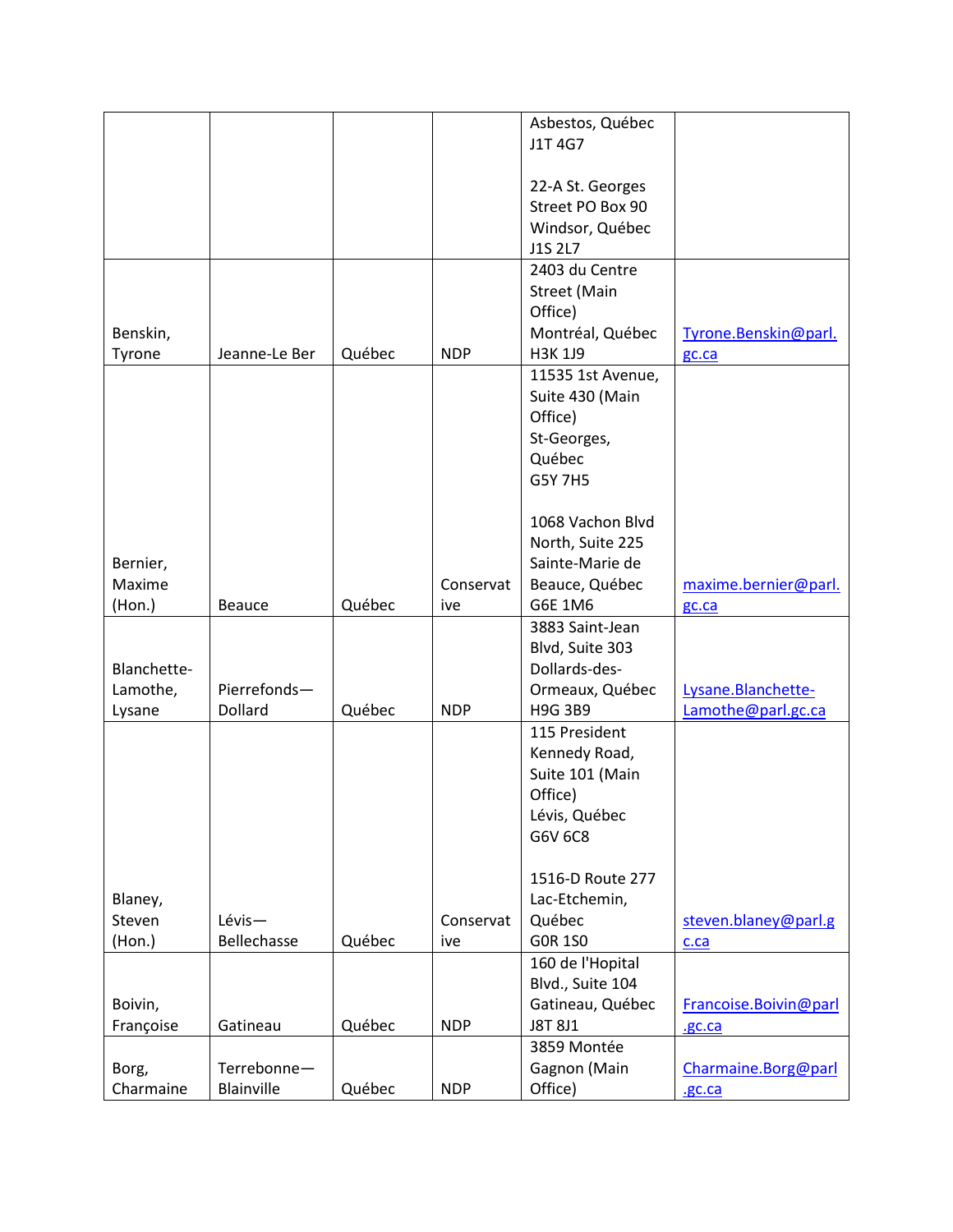| | | | | | |
|---|---|---|---|---|---|
| | | | | Asbestos, Québec<br>J1T 4G7<br><br>22-A St. Georges Street PO Box 90<br>Windsor, Québec<br>J1S 2L7 | |
| Benskin, Tyrone | Jeanne-Le Ber | Québec | NDP | 2403 du Centre Street (Main Office)<br>Montréal, Québec<br>H3K 1J9 | Tyrone.Benskin@parl.gc.ca |
| Bernier, Maxime (Hon.) | Beauce | Québec | Conservative | 11535 1st Avenue, Suite 430 (Main Office)<br>St-Georges, Québec<br>G5Y 7H5<br><br>1068 Vachon Blvd North, Suite 225<br>Sainte-Marie de Beauce, Québec<br>G6E 1M6 | maxime.bernier@parl.gc.ca |
| Blanchette-Lamothe, Lysane | Pierrefonds—Dollard | Québec | NDP | 3883 Saint-Jean Blvd, Suite 303<br>Dollards-des-Ormeaux, Québec<br>H9G 3B9 | Lysane.Blanchette-Lamothe@parl.gc.ca |
| Blaney, Steven (Hon.) | Lévis—Bellechasse | Québec | Conservative | 115 President Kennedy Road, Suite 101 (Main Office)<br>Lévis, Québec<br>G6V 6C8<br><br>1516-D Route 277<br>Lac-Etchemin, Québec<br>G0R 1S0 | steven.blaney@parl.gc.ca |
| Boivin, Françoise | Gatineau | Québec | NDP | 160 de l'Hopital Blvd., Suite 104<br>Gatineau, Québec<br>J8T 8J1 | Francoise.Boivin@parl.gc.ca |
| Borg, Charmaine | Terrebonne—Blainville | Québec | NDP | 3859 Montée Gagnon (Main Office) | Charmaine.Borg@parl.gc.ca |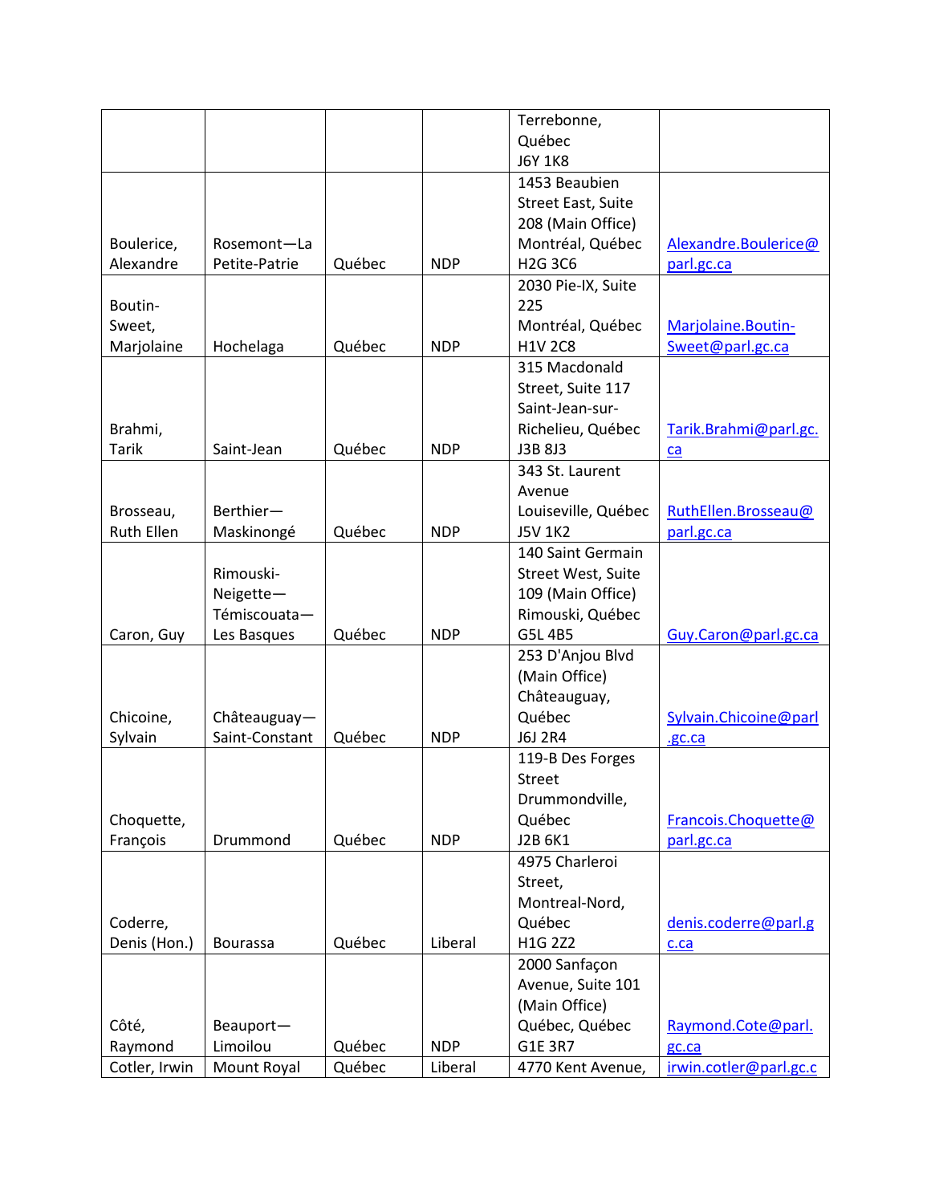|  |  |  |  |  |  |
|---|---|---|---|---|---|
|  |  |  |  | Terrebonne, Québec J6Y 1K8 |  |
| Boulerice, Alexandre | Rosemont—La Petite-Patrie | Québec | NDP | 1453 Beaubien Street East, Suite 208 (Main Office) Montréal, Québec H2G 3C6 | Alexandre.Boulerice@parl.gc.ca |
| Boutin-Sweet, Marjolaine | Hochelaga | Québec | NDP | 2030 Pie-IX, Suite 225 Montréal, Québec H1V 2C8 | Marjolaine.Boutin-Sweet@parl.gc.ca |
| Brahmi, Tarik | Saint-Jean | Québec | NDP | 315 Macdonald Street, Suite 117 Saint-Jean-sur-Richelieu, Québec J3B 8J3 | Tarik.Brahmi@parl.gc.ca |
| Brosseau, Ruth Ellen | Berthier—Maskinongé | Québec | NDP | 343 St. Laurent Avenue Louiseville, Québec J5V 1K2 | RuthEllen.Brosseau@parl.gc.ca |
| Caron, Guy | Rimouski-Neigette—Témiscouata—Les Basques | Québec | NDP | 140 Saint Germain Street West, Suite 109 (Main Office) Rimouski, Québec G5L 4B5 | Guy.Caron@parl.gc.ca |
| Chicoine, Sylvain | Châteauguay—Saint-Constant | Québec | NDP | 253 D'Anjou Blvd (Main Office) Châteauguay, Québec J6J 2R4 | Sylvain.Chicoine@parl.gc.ca |
| Choquette, François | Drummond | Québec | NDP | 119-B Des Forges Street Drummondville, Québec J2B 6K1 | Francois.Choquette@parl.gc.ca |
| Coderre, Denis (Hon.) | Bourassa | Québec | Liberal | 4975 Charleroi Street, Montreal-Nord, Québec H1G 2Z2 | denis.coderre@parl.gc.ca |
| Côté, Raymond | Beauport—Limoilou | Québec | NDP | 2000 Sanfaçon Avenue, Suite 101 (Main Office) Québec, Québec G1E 3R7 | Raymond.Cote@parl.gc.ca |
| Cotler, Irwin | Mount Royal | Québec | Liberal | 4770 Kent Avenue, | irwin.cotler@parl.gc.c |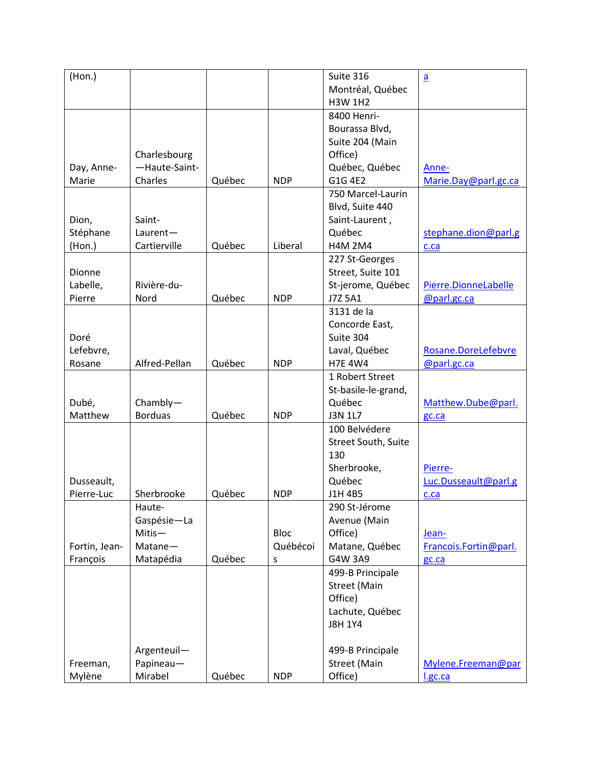| (Hon.) | | | | Suite 316 Montréal, Québec H3W 1H2 | a |
|---|---|---|---|---|---|
| Day, Anne-Marie | Charlesbourg—Haute-Saint-Charles | Québec | NDP | 8400 Henri-Bourassa Blvd, Suite 204 (Main Office) Québec, Québec G1G 4E2 | Anne-Marie.Day@parl.gc.ca |
| Dion, Stéphane (Hon.) | Saint-Laurent—Cartierville | Québec | Liberal | 750 Marcel-Laurin Blvd, Suite 440 Saint-Laurent , Québec H4M 2M4 | stephane.dion@parl.gc.ca |
| Dionne Labelle, Pierre | Rivière-du-Nord | Québec | NDP | 227 St-Georges Street, Suite 101 St-jerome, Québec J7Z 5A1 | Pierre.DionneLabelle@parl.gc.ca |
| Doré Lefebvre, Rosane | Alfred-Pellan | Québec | NDP | 3131 de la Concorde East, Suite 304 Laval, Québec H7E 4W4 | Rosane.DoreLefebvre@parl.gc.ca |
| Dubé, Matthew | Chambly—Borduas | Québec | NDP | 1 Robert Street St-basile-le-grand, Québec J3N 1L7 | Matthew.Dube@parl.gc.ca |
| Dusseault, Pierre-Luc | Sherbrooke | Québec | NDP | 100 Belvédere Street South, Suite 130 Sherbrooke, Québec J1H 4B5 | Pierre-Luc.Dusseault@parl.gc.ca |
| Fortin, Jean-François | Haute-Gaspésie—La Mitis—Matane—Matapédia | Québec | Bloc Québécois | 290 St-Jérome Avenue (Main Office) Matane, Québec G4W 3A9 | Jean-Francois.Fortin@parl.gc.ca |
| Freeman, Mylène | Argenteuil—Papineau—Mirabel | Québec | NDP | 499-B Principale Street (Main Office) Lachute, Québec J8H 1Y4<br><br>499-B Principale Street (Main Office) | Mylene.Freeman@parl.gc.ca |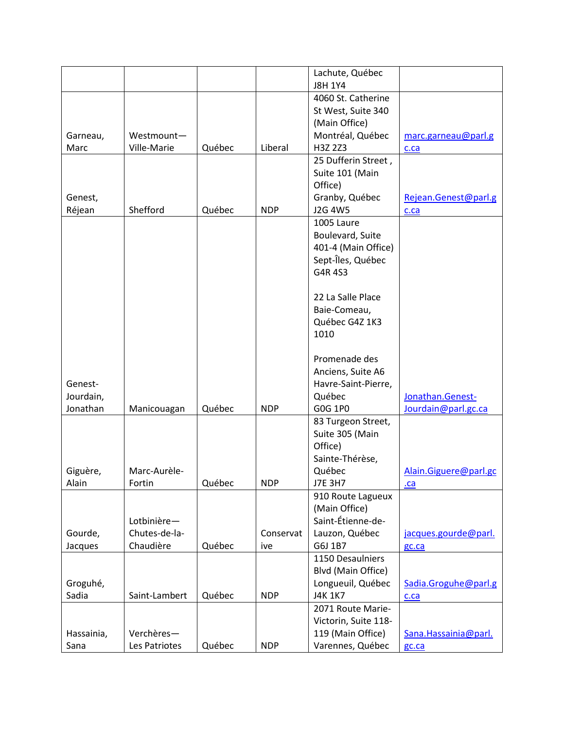| | | | | | |
|---|---|---|---|---|---|
| | | | | Lachute, Québec J8H 1Y4 | |
| Garneau, Marc | Westmount—Ville-Marie | Québec | Liberal | 4060 St. Catherine St West, Suite 340 (Main Office) Montréal, Québec H3Z 2Z3 | marc.garneau@parl.gc.ca |
| Genest, Réjean | Shefford | Québec | NDP | 25 Dufferin Street , Suite 101 (Main Office) Granby, Québec J2G 4W5 | Rejean.Genest@parl.gc.ca |
| Genest-Jourdain, Jonathan | Manicouagan | Québec | NDP | 1005 Laure Boulevard, Suite 401-4 (Main Office) Sept-Îles, Québec G4R 4S3<br><br>22 La Salle Place Baie-Comeau, Québec G4Z 1K3 1010<br><br>Promenade des Anciens, Suite A6 Havre-Saint-Pierre, Québec G0G 1P0 | Jonathan.Genest-Jourdain@parl.gc.ca |
| Giguère, Alain | Marc-Aurèle-Fortin | Québec | NDP | 83 Turgeon Street, Suite 305 (Main Office) Sainte-Thérèse, Québec J7E 3H7 | Alain.Giguere@parl.gc.ca |
| Gourde, Jacques | Lotbinière—Chutes-de-la-Chaudière | Québec | Conservative | 910 Route Lagueux (Main Office) Saint-Étienne-de-Lauzon, Québec G6J 1B7 | jacques.gourde@parl.gc.ca |
| Groguhé, Sadia | Saint-Lambert | Québec | NDP | 1150 Desaulniers Blvd (Main Office) Longueuil, Québec J4K 1K7 | Sadia.Groguhe@parl.gc.ca |
| Hassainia, Sana | Verchères—Les Patriotes | Québec | NDP | 2071 Route Marie-Victorin, Suite 118-119 (Main Office) Varennes, Québec | Sana.Hassainia@parl.gc.ca |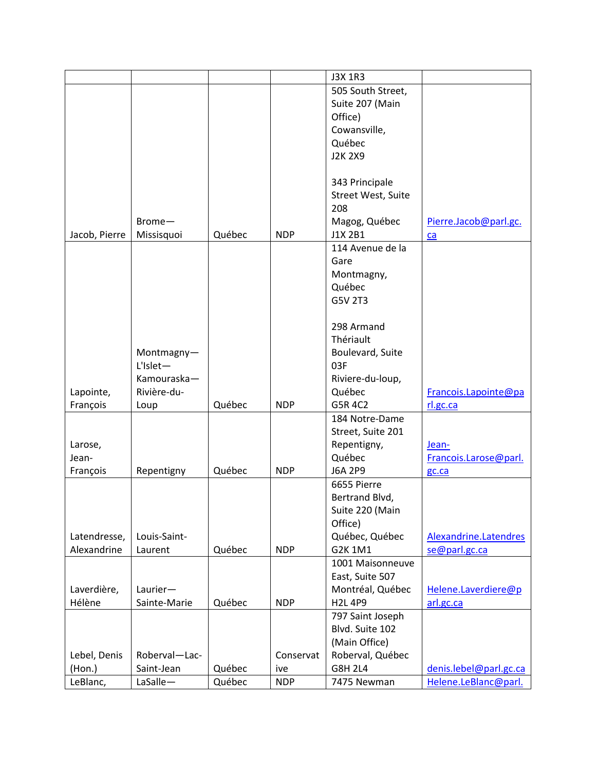| | | | | J3X 1R3 | |
|---|---|---|---|---|---|
| Jacob, Pierre | Brome—Missisquoi | Québec | NDP | 505 South Street, Suite 207 (Main Office) Cowansville, Québec J2K 2X9<br><br>343 Principale Street West, Suite 208 Magog, Québec J1X 2B1 | Pierre.Jacob@parl.gc.ca |
| Lapointe, François | Montmagny—L'Islet—Kamouraska—Rivière-du-Loup | Québec | NDP | 114 Avenue de la Gare Montmagny, Québec G5V 2T3<br><br>298 Armand Thériault Boulevard, Suite 03F Riviere-du-loup, Québec G5R 4C2 | Francois.Lapointe@parl.gc.ca |
| Larose, Jean-François | Repentigny | Québec | NDP | 184 Notre-Dame Street, Suite 201 Repentigny, Québec J6A 2P9 | Jean-Francois.Larose@parl.gc.ca |
| Latendresse, Alexandrine | Louis-Saint-Laurent | Québec | NDP | 6655 Pierre Bertrand Blvd, Suite 220 (Main Office) Québec, Québec G2K 1M1 | Alexandrine.Latendresse@parl.gc.ca |
| Laverdière, Hélène | Laurier—Sainte-Marie | Québec | NDP | 1001 Maisonneuve East, Suite 507 Montréal, Québec H2L 4P9 | Helene.Laverdiere@parl.gc.ca |
| Lebel, Denis (Hon.) | Roberval—Lac-Saint-Jean | Québec | Conservative | 797 Saint Joseph Blvd. Suite 102 (Main Office) Roberval, Québec G8H 2L4 | denis.lebel@parl.gc.ca |
| LeBlanc, | LaSalle— | Québec | NDP | 7475 Newman | Helene.LeBlanc@parl. |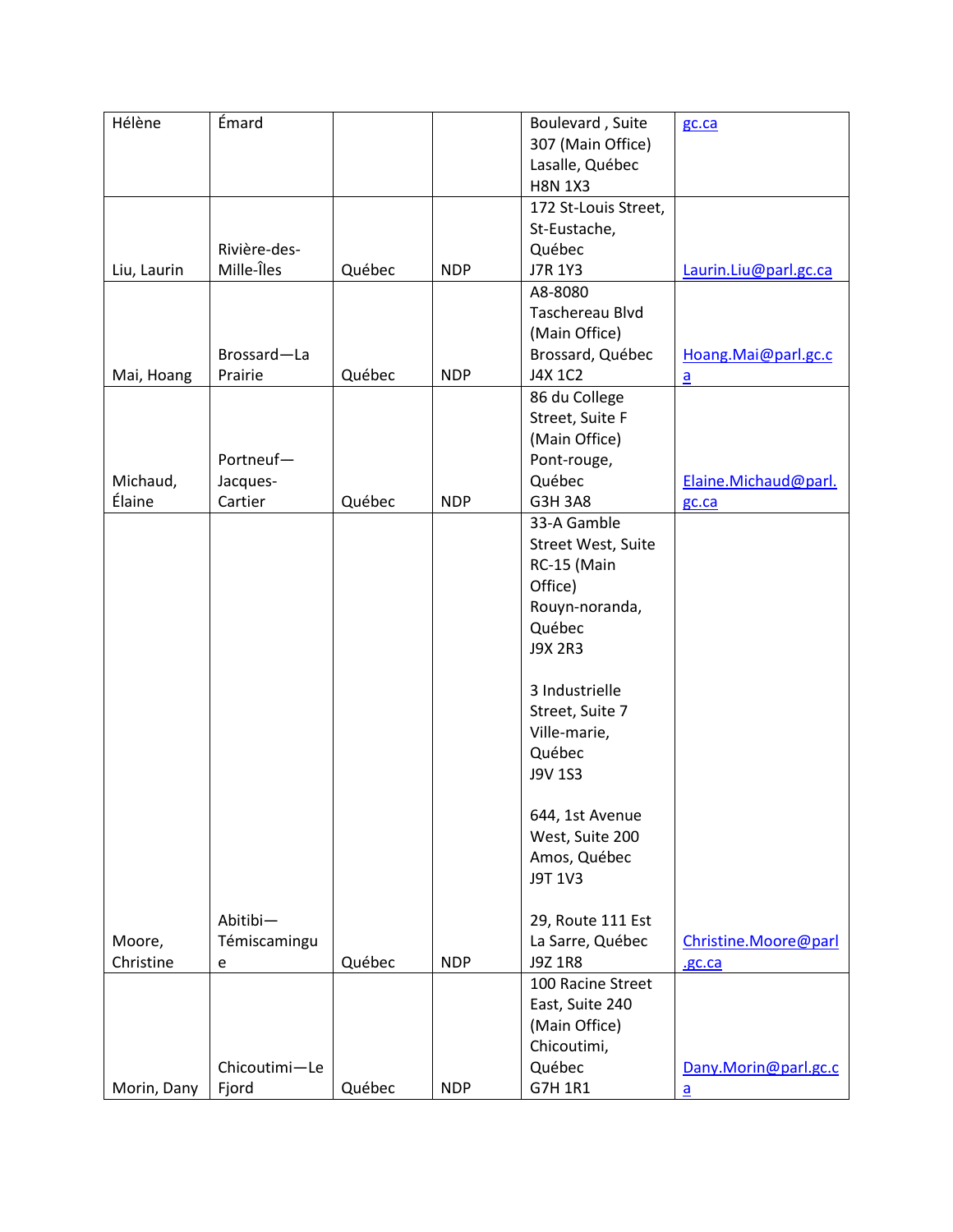| Hélène | Émard | | | Boulevard , Suite 307 (Main Office) Lasalle, Québec H8N 1X3 | gc.ca |
|---|---|---|---|---|---|
| Liu, Laurin | Rivière-des-Mille-Îles | Québec | NDP | 172 St-Louis Street, St-Eustache, Québec J7R 1Y3 | Laurin.Liu@parl.gc.ca |
| Mai, Hoang | Brossard—La Prairie | Québec | NDP | A8-8080 Taschereau Blvd (Main Office) Brossard, Québec J4X 1C2 | Hoang.Mai@parl.gc.ca |
| Michaud, Élaine | Portneuf—Jacques-Cartier | Québec | NDP | 86 du College Street, Suite F (Main Office) Pont-rouge, Québec G3H 3A8 | Elaine.Michaud@parl.gc.ca |
| Moore, Christine | Abitibi—Témiscamingue | Québec | NDP | 33-A Gamble Street West, Suite RC-15 (Main Office) Rouyn-noranda, Québec J9X 2R3<br><br>3 Industrielle Street, Suite 7 Ville-marie, Québec J9V 1S3<br><br>644, 1st Avenue West, Suite 200 Amos, Québec J9T 1V3<br><br>29, Route 111 Est La Sarre, Québec J9Z 1R8 | Christine.Moore@parl.gc.ca |
| Morin, Dany | Chicoutimi—Le Fjord | Québec | NDP | 100 Racine Street East, Suite 240 (Main Office) Chicoutimi, Québec G7H 1R1 | Dany.Morin@parl.gc.ca |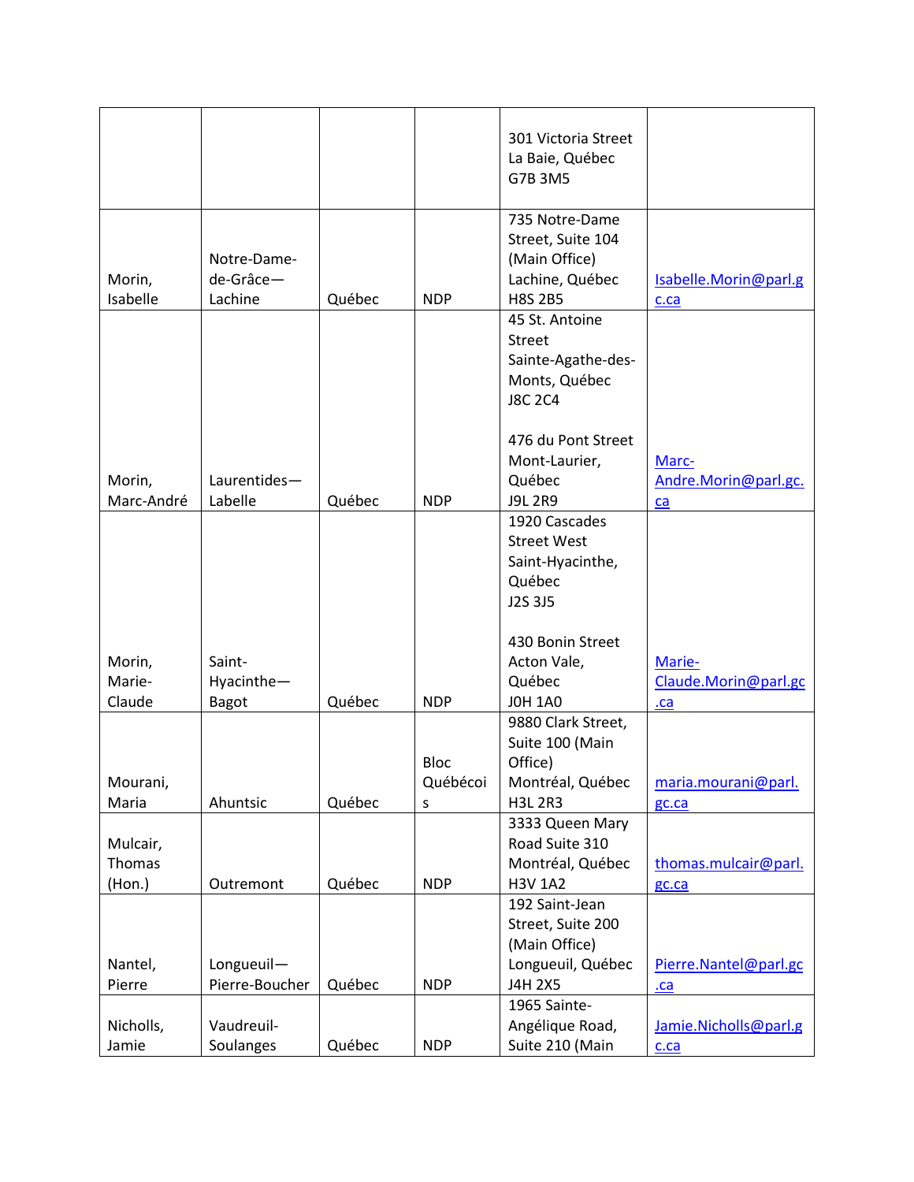| | | | | | |
|---|---|---|---|---|---|
| | | | | 301 Victoria Street La Baie, Québec G7B 3M5 | |
| Morin, Isabelle | Notre-Dame-de-Grâce—Lachine | Québec | NDP | 735 Notre-Dame Street, Suite 104 (Main Office) Lachine, Québec H8S 2B5 | Isabelle.Morin@parl.gc.ca |
| Morin, Marc-André | Laurentides—Labelle | Québec | NDP | 45 St. Antoine Street Sainte-Agathe-des-Monts, Québec J8C 2C4<br><br>476 du Pont Street Mont-Laurier, Québec J9L 2R9 | Marc-Andre.Morin@parl.gc.ca |
| Morin, Marie-Claude | Saint-Hyacinthe—Bagot | Québec | NDP | 1920 Cascades Street West Saint-Hyacinthe, Québec J2S 3J5<br><br>430 Bonin Street Acton Vale, Québec J0H 1A0 | Marie-Claude.Morin@parl.gc.ca |
| Mourani, Maria | Ahuntsic | Québec | Bloc Québécois | 9880 Clark Street, Suite 100 (Main Office) Montréal, Québec H3L 2R3 | maria.mourani@parl.gc.ca |
| Mulcair, Thomas (Hon.) | Outremont | Québec | NDP | 3333 Queen Mary Road Suite 310 Montréal, Québec H3V 1A2 | thomas.mulcair@parl.gc.ca |
| Nantel, Pierre | Longueuil—Pierre-Boucher | Québec | NDP | 192 Saint-Jean Street, Suite 200 (Main Office) Longueuil, Québec J4H 2X5 | Pierre.Nantel@parl.gc.ca |
| Nicholls, Jamie | Vaudreuil-Soulanges | Québec | NDP | 1965 Sainte-Angélique Road, Suite 210 (Main | Jamie.Nicholls@parl.gc.ca |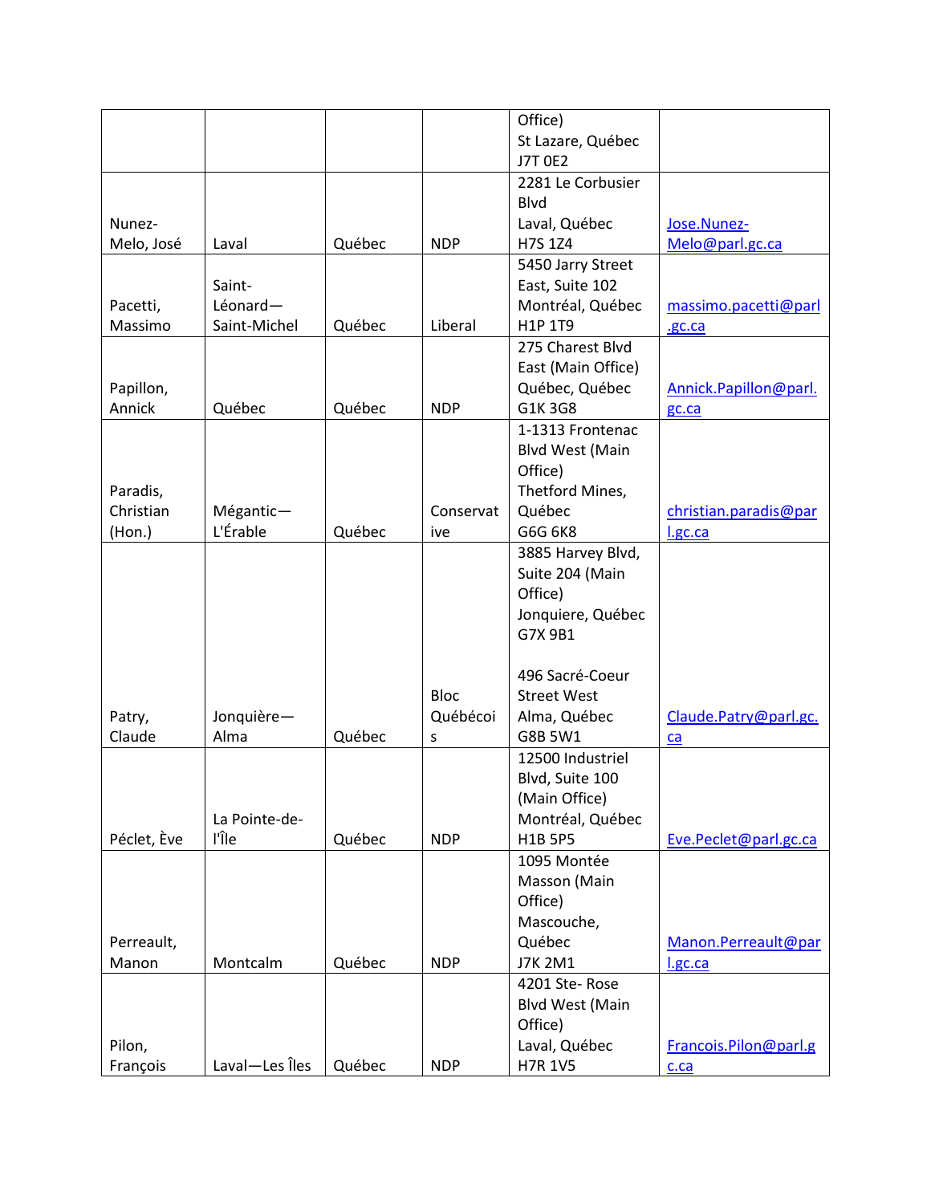| | | | | Office)<br>St Lazare, Québec<br>J7T 0E2 | |
|---|---|---|---|---|---|
| Nunez-Melo, José | Laval | Québec | NDP | 2281 Le Corbusier Blvd<br>Laval, Québec<br>H7S 1Z4 | Jose.Nunez-Melo@parl.gc.ca |
| Pacetti, Massimo | Saint-Léonard—Saint-Michel | Québec | Liberal | 5450 Jarry Street East, Suite 102<br>Montréal, Québec<br>H1P 1T9 | massimo.pacetti@parl.gc.ca |
| Papillon, Annick | Québec | Québec | NDP | 275 Charest Blvd East (Main Office)<br>Québec, Québec<br>G1K 3G8 | Annick.Papillon@parl.gc.ca |
| Paradis, Christian (Hon.) | Mégantic—L'Érable | Québec | Conservative | 1-1313 Frontenac Blvd West (Main Office)<br>Thetford Mines, Québec<br>G6G 6K8 | christian.paradis@parl.gc.ca |
| Patry, Claude | Jonquière—Alma | Québec | Bloc Québécois | 3885 Harvey Blvd, Suite 204 (Main Office)<br>Jonquiere, Québec<br>G7X 9B1<br><br>496 Sacré-Coeur Street West<br>Alma, Québec<br>G8B 5W1 | Claude.Patry@parl.gc.ca |
| Péclet, Ève | La Pointe-de-l'Île | Québec | NDP | 12500 Industriel Blvd, Suite 100 (Main Office)<br>Montréal, Québec<br>H1B 5P5 | Eve.Peclet@parl.gc.ca |
| Perreault, Manon | Montcalm | Québec | NDP | 1095 Montée Masson (Main Office)<br>Mascouche, Québec<br>J7K 2M1 | Manon.Perreault@parl.gc.ca |
| Pilon, François | Laval—Les Îles | Québec | NDP | 4201 Ste- Rose Blvd West (Main Office)<br>Laval, Québec<br>H7R 1V5 | Francois.Pilon@parl.gc.ca |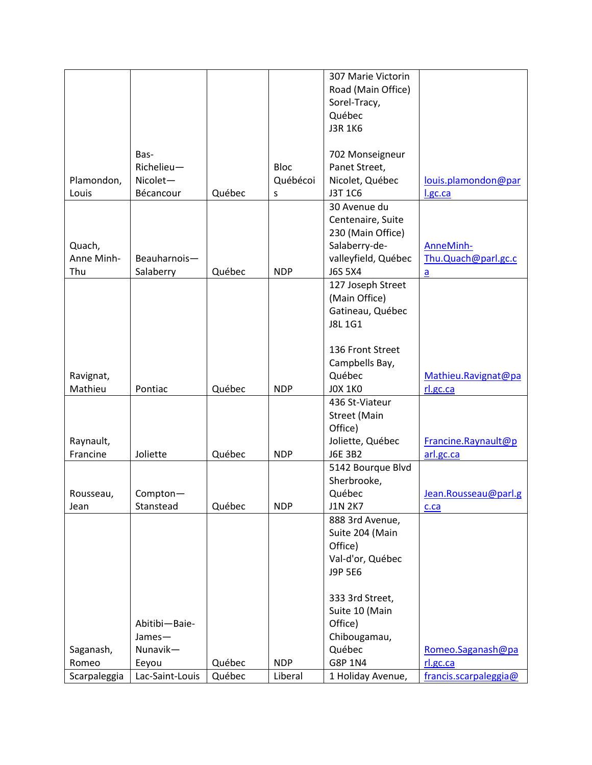| | | | | | |
|---|---|---|---|---|---|
| Plamondon, Louis | Bas-Richelieu—Nicolet—Bécancour | Québec | Bloc Québécois | 307 Marie Victorin Road (Main Office) Sorel-Tracy, Québec J3R 1K6<br><br>702 Monseigneur Panet Street, Nicolet, Québec J3T 1C6 | louis.plamondon@parl.gc.ca |
| Quach, Anne Minh-Thu | Beauharnois—Salaberry | Québec | NDP | 30 Avenue du Centenaire, Suite 230 (Main Office) Salaberry-de-valleyfield, Québec J6S 5X4 | AnneMinh-Thu.Quach@parl.gc.ca |
| Ravignat, Mathieu | Pontiac | Québec | NDP | 127 Joseph Street (Main Office) Gatineau, Québec J8L 1G1<br><br>136 Front Street Campbells Bay, Québec J0X 1K0 | Mathieu.Ravignat@parl.gc.ca |
| Raynault, Francine | Joliette | Québec | NDP | 436 St-Viateur Street (Main Office) Joliette, Québec J6E 3B2 | Francine.Raynault@parl.gc.ca |
| Rousseau, Jean | Compton—Stanstead | Québec | NDP | 5142 Bourque Blvd Sherbrooke, Québec J1N 2K7 | Jean.Rousseau@parl.gc.ca |
| Saganash, Romeo | Abitibi—Baie-James—Nunavik—Eeyou | Québec | NDP | 888 3rd Avenue, Suite 204 (Main Office) Val-d'or, Québec J9P 5E6<br><br>333 3rd Street, Suite 10 (Main Office) Chibougamau, Québec G8P 1N4 | Romeo.Saganash@parl.gc.ca |
| Scarpaleggia | Lac-Saint-Louis | Québec | Liberal | 1 Holiday Avenue, | francis.scarpaleggia@ |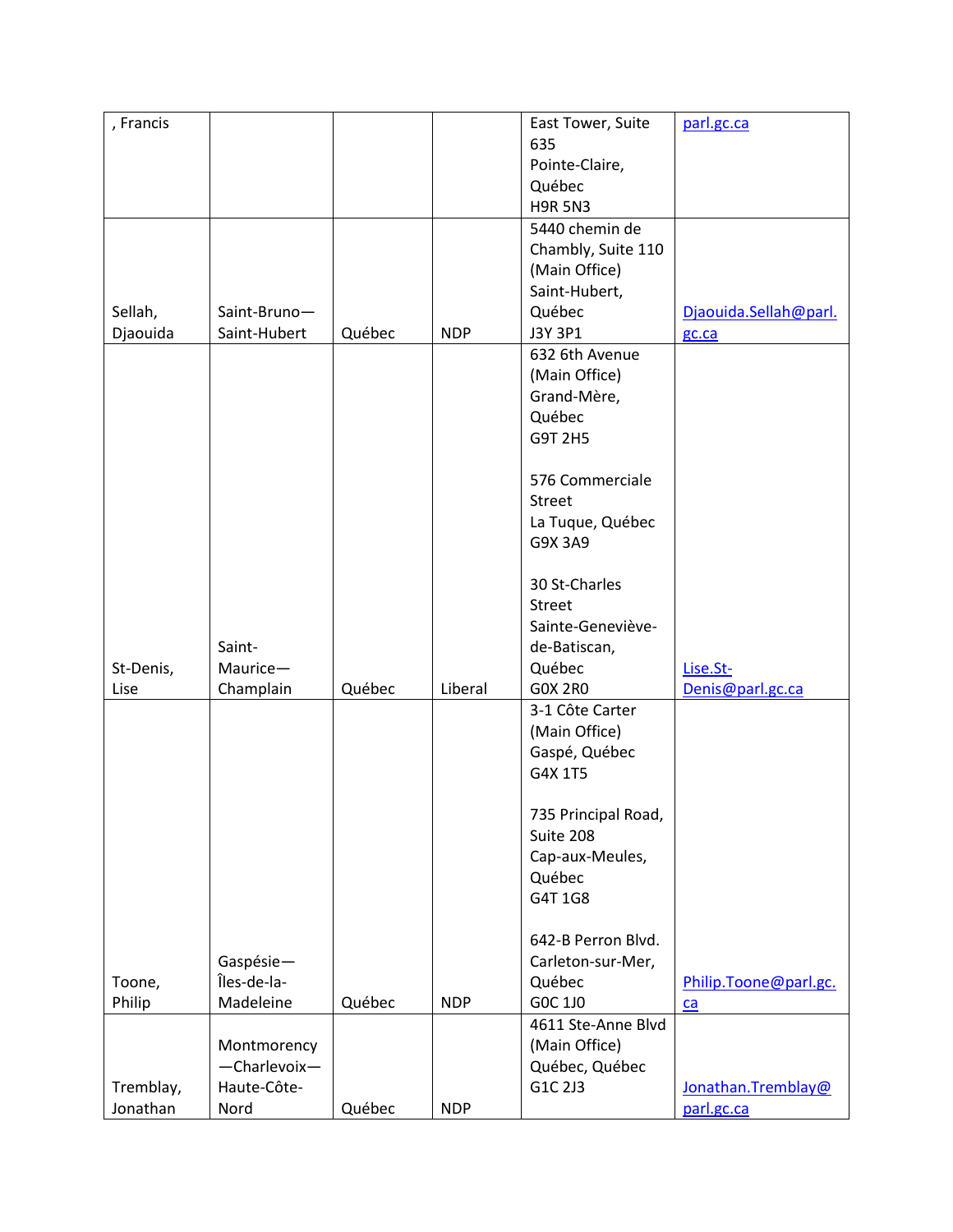| , Francis | | | | East Tower, Suite 635<br>Pointe-Claire, Québec<br>H9R 5N3 | parl.gc.ca |
|---|---|---|---|---|---|
| Sellah, Djaouida | Saint-Bruno—Saint-Hubert | Québec | NDP | 5440 chemin de Chambly, Suite 110 (Main Office)<br>Saint-Hubert, Québec<br>J3Y 3P1 | Djaouida.Sellah@parl.gc.ca |
| St-Denis, Lise | Saint-Maurice—Champlain | Québec | Liberal | 632 6th Avenue (Main Office)<br>Grand-Mère, Québec<br>G9T 2H5<br><br>576 Commerciale Street<br>La Tuque, Québec<br>G9X 3A9<br><br>30 St-Charles Street<br>Sainte-Geneviève-de-Batiscan, Québec<br>G0X 2R0 | Lise.St-Denis@parl.gc.ca |
| Toone, Philip | Gaspésie—Îles-de-la-Madeleine | Québec | NDP | 3-1 Côte Carter (Main Office)<br>Gaspé, Québec<br>G4X 1T5<br><br>735 Principal Road, Suite 208<br>Cap-aux-Meules, Québec<br>G4T 1G8<br><br>642-B Perron Blvd.<br>Carleton-sur-Mer, Québec<br>G0C 1J0 | Philip.Toone@parl.gc.ca |
| Tremblay, Jonathan | Montmorency—Charlevoix—Haute-Côte-Nord | Québec | NDP | 4611 Ste-Anne Blvd (Main Office)<br>Québec, Québec<br>G1C 2J3 | Jonathan.Tremblay@parl.gc.ca |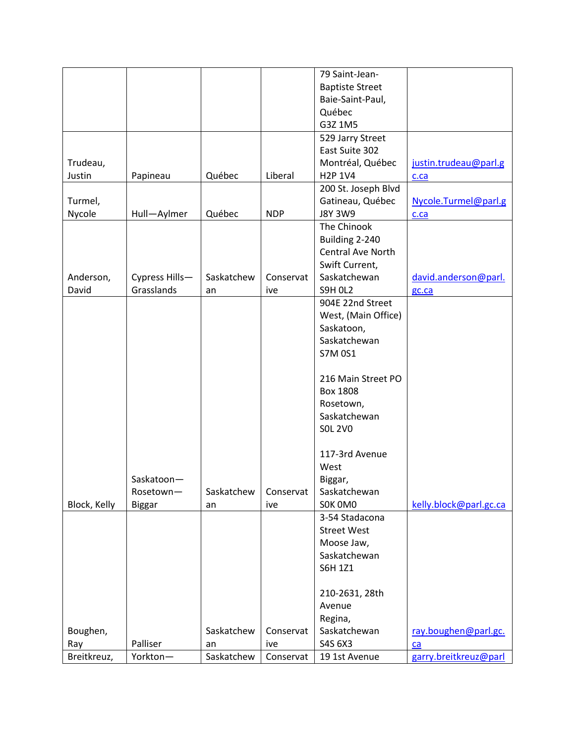| | | | | | |
|---|---|---|---|---|---|
| | | | | 79 Saint-Jean-Baptiste Street Baie-Saint-Paul, Québec G3Z 1M5 | |
| Trudeau, Justin | Papineau | Québec | Liberal | 529 Jarry Street East Suite 302 Montréal, Québec H2P 1V4 | justin.trudeau@parl.gc.ca |
| Turmel, Nycole | Hull—Aylmer | Québec | NDP | 200 St. Joseph Blvd Gatineau, Québec J8Y 3W9 | Nycole.Turmel@parl.gc.ca |
| Anderson, David | Cypress Hills—Grasslands | Saskatchewan | Conservative | The Chinook Building 2-240 Central Ave North Swift Current, Saskatchewan S9H 0L2 | david.anderson@parl.gc.ca |
| Block, Kelly | Saskatoon—Rosetown—Biggar | Saskatchewan | Conservative | 904E 22nd Street West, (Main Office) Saskatoon, Saskatchewan S7M 0S1<br><br>216 Main Street PO Box 1808 Rosetown, Saskatchewan S0L 2V0<br><br>117-3rd Avenue West Biggar, Saskatchewan S0K 0M0 | kelly.block@parl.gc.ca |
| Boughen, Ray | Palliser | Saskatchewan | Conservative | 3-54 Stadacona Street West Moose Jaw, Saskatchewan S6H 1Z1<br><br>210-2631, 28th Avenue Regina, Saskatchewan S4S 6X3 | ray.boughen@parl.gc.ca |
| Breitkreuz, | Yorkton— | Saskatchewan | Conservative | 19 1st Avenue | garry.breitkreuz@parl |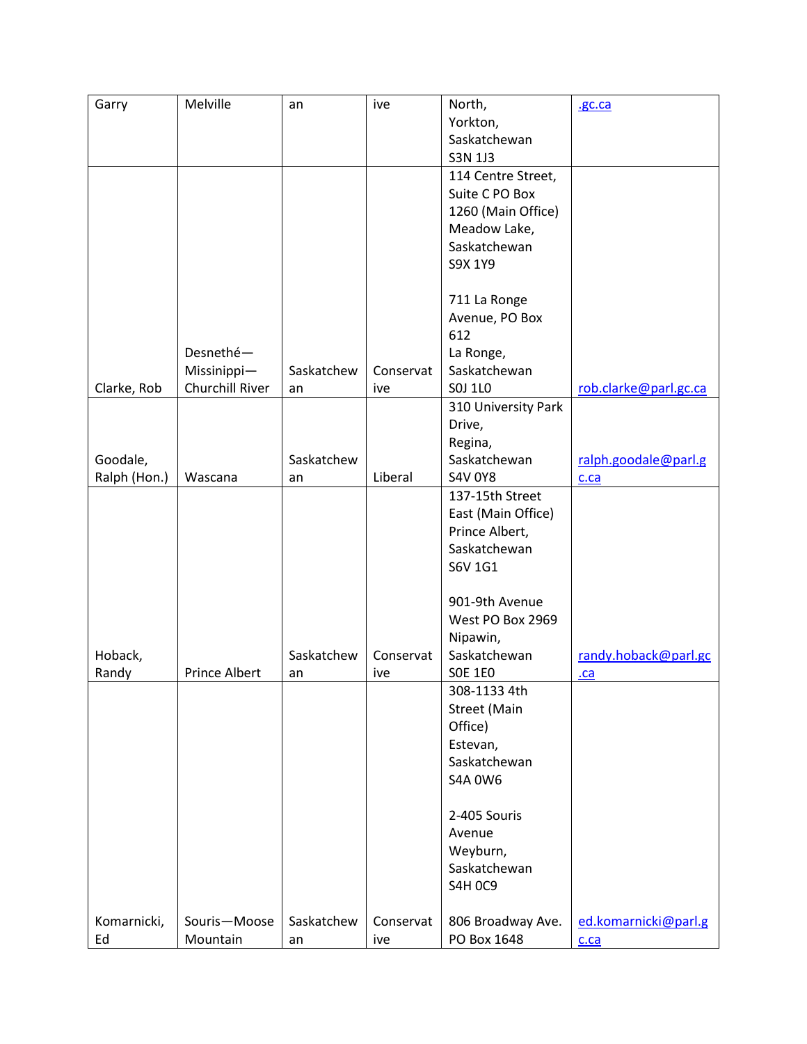| Garry | Melville | an | ive | North,<br>Yorkton,<br>Saskatchewan<br>S3N 1J3 | .gc.ca |
|---|---|---|---|---|---|
| Clarke, Rob | Desnethé—Missinippi—Churchill River | Saskatchewan | Conservative | 114 Centre Street, Suite C PO Box 1260 (Main Office) Meadow Lake, Saskatchewan S9X 1Y9<br><br>711 La Ronge Avenue, PO Box 612<br>La Ronge, Saskatchewan S0J 1L0 | rob.clarke@parl.gc.ca |
| Goodale, Ralph (Hon.) | Wascana | Saskatchewan | Liberal | 310 University Park Drive,<br>Regina, Saskatchewan S4V 0Y8 | ralph.goodale@parl.gc.ca |
| Hoback, Randy | Prince Albert | Saskatchewan | Conservative | 137-15th Street East (Main Office) Prince Albert, Saskatchewan S6V 1G1<br><br>901-9th Avenue West PO Box 2969 Nipawin, Saskatchewan S0E 1E0 | randy.hoback@parl.gc.ca |
| Komarnicki, Ed | Souris—Moose Mountain | Saskatchewan | Conservative | 308-1133 4th Street (Main Office)<br>Estevan, Saskatchewan S4A 0W6<br><br>2-405 Souris Avenue<br>Weyburn, Saskatchewan S4H 0C9<br><br>806 Broadway Ave. PO Box 1648 | ed.komarnicki@parl.gc.ca |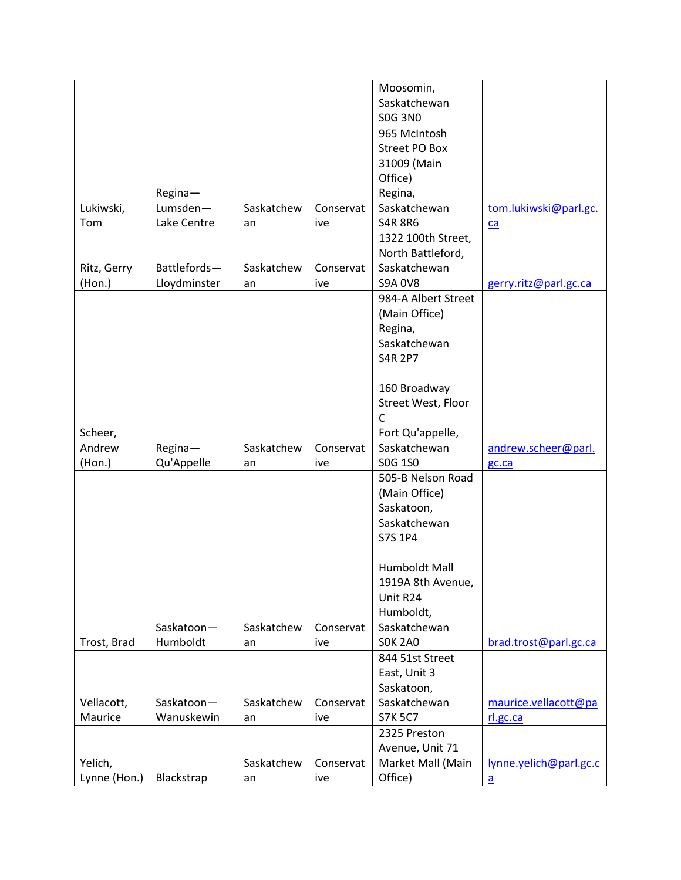| | | | | Moosomin, Saskatchewan S0G 3N0 | |
|---|---|---|---|---|---|
| Lukiwski, Tom | Regina—Lumsden—Lake Centre | Saskatchewan | Conservative | 965 McIntosh Street PO Box 31009 (Main Office) Regina, Saskatchewan S4R 8R6 | tom.lukiwski@parl.gc.ca |
| Ritz, Gerry (Hon.) | Battlefords—Lloydminster | Saskatchewan | Conservative | 1322 100th Street, North Battleford, Saskatchewan S9A 0V8 | gerry.ritz@parl.gc.ca |
| Scheer, Andrew (Hon.) | Regina—Qu'Appelle | Saskatchewan | Conservative | 984-A Albert Street (Main Office) Regina, Saskatchewan S4R 2P7<br><br>160 Broadway Street West, Floor C Fort Qu'appelle, Saskatchewan S0G 1S0 | andrew.scheer@parl.gc.ca |
| Trost, Brad | Saskatoon—Humboldt | Saskatchewan | Conservative | 505-B Nelson Road (Main Office) Saskatoon, Saskatchewan S7S 1P4<br><br>Humboldt Mall 1919A 8th Avenue, Unit R24 Humboldt, Saskatchewan S0K 2A0 | brad.trost@parl.gc.ca |
| Vellacott, Maurice | Saskatoon—Wanuskewin | Saskatchewan | Conservative | 844 51st Street East, Unit 3 Saskatoon, Saskatchewan S7K 5C7 | maurice.vellacott@parl.gc.ca |
| Yelich, Lynne (Hon.) | Blackstrap | Saskatchewan | Conservative | 2325 Preston Avenue, Unit 71 Market Mall (Main Office) | lynne.yelich@parl.gc.ca |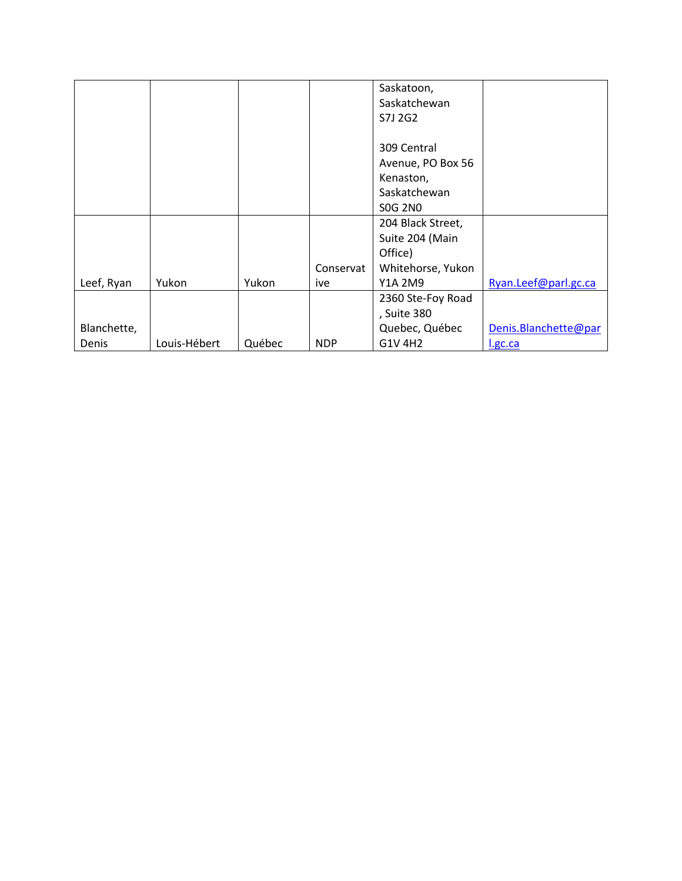| | | | | | |
|---|---|---|---|---|---|
| | | | | Saskatoon, Saskatchewan S7J 2G2<br><br>309 Central Avenue, PO Box 56 Kenaston, Saskatchewan S0G 2N0 | |
| Leef, Ryan | Yukon | Yukon | Conservative | 204 Black Street, Suite 204 (Main Office) Whitehorse, Yukon Y1A 2M9 | Ryan.Leef@parl.gc.ca |
| Blanchette, Denis | Louis-Hébert | Québec | NDP | 2360 Ste-Foy Road , Suite 380 Quebec, Québec G1V 4H2 | Denis.Blanchette@parl.gc.ca |